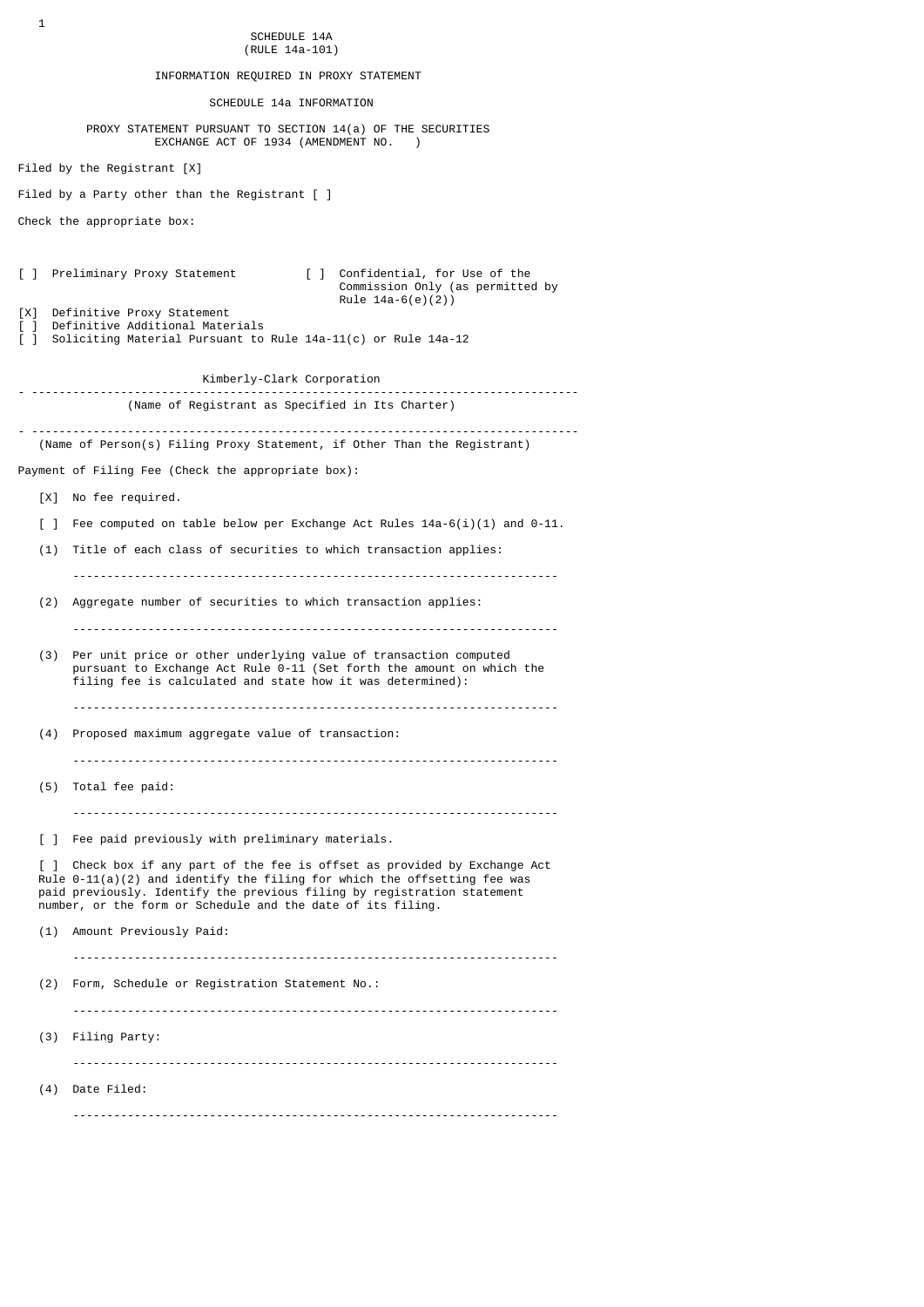SCHEDULE 14A
(RULE 14a-101)

INFORMATION REQUIRED IN PROXY STATEMENT

SCHEDULE 14a INFORMATION

PROXY STATEMENT PURSUANT TO SECTION 14(a) OF THE SECURITIES EXCHANGE ACT OF 1934 (AMENDMENT NO. )

Filed by the Registrant [X]

Filed by a Party other than the Registrant [ ]

Check the appropriate box:

[ ] Preliminary Proxy Statement

[ ] Confidential, for Use of the Commission Only (as permitted by Rule 14a-6(e)(2))

[X] Definitive Proxy Statement

[ ] Definitive Additional Materials

[ ] Soliciting Material Pursuant to Rule 14a-11(c) or Rule 14a-12

Kimberly-Clark Corporation

---

(Name of Registrant as Specified in Its Charter)

---

(Name of Person(s) Filing Proxy Statement, if Other Than the Registrant)

Payment of Filing Fee (Check the appropriate box):

[X] No fee required.

[ ] Fee computed on table below per Exchange Act Rules 14a-6(i)(1) and 0-11.

(1) Title of each class of securities to which transaction applies:

---

(2) Aggregate number of securities to which transaction applies:

---

(3) Per unit price or other underlying value of transaction computed pursuant to Exchange Act Rule 0-11 (Set forth the amount on which the filing fee is calculated and state how it was determined):

---

(4) Proposed maximum aggregate value of transaction:

---

(5) Total fee paid:

---

[ ] Fee paid previously with preliminary materials.

[ ] Check box if any part of the fee is offset as provided by Exchange Act Rule 0-11(a)(2) and identify the filing for which the offsetting fee was paid previously. Identify the previous filing by registration statement number, or the form or Schedule and the date of its filing.

(1) Amount Previously Paid:

---

(2) Form, Schedule or Registration Statement No.:

---

(3) Filing Party:

---

(4) Date Filed:

---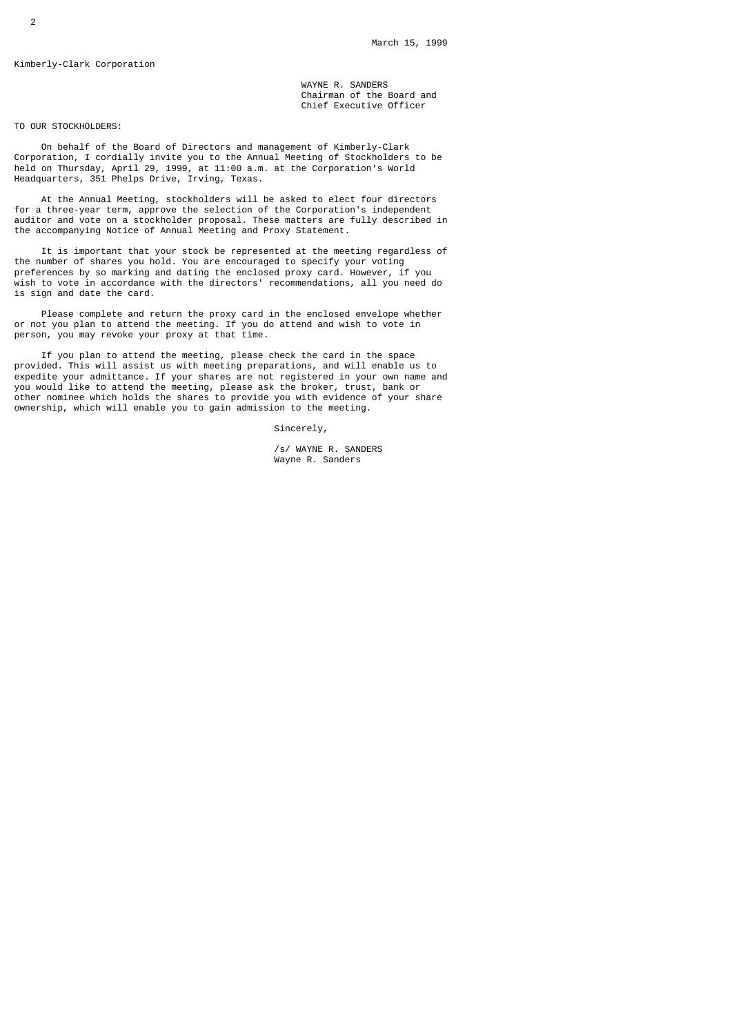March 15, 1999

Kimberly-Clark Corporation

WAYNE R. SANDERS
Chairman of the Board and
Chief Executive Officer

TO OUR STOCKHOLDERS:

On behalf of the Board of Directors and management of Kimberly-Clark Corporation, I cordially invite you to the Annual Meeting of Stockholders to be held on Thursday, April 29, 1999, at 11:00 a.m. at the Corporation's World Headquarters, 351 Phelps Drive, Irving, Texas.

At the Annual Meeting, stockholders will be asked to elect four directors for a three-year term, approve the selection of the Corporation's independent auditor and vote on a stockholder proposal. These matters are fully described in the accompanying Notice of Annual Meeting and Proxy Statement.

It is important that your stock be represented at the meeting regardless of the number of shares you hold. You are encouraged to specify your voting preferences by so marking and dating the enclosed proxy card. However, if you wish to vote in accordance with the directors' recommendations, all you need do is sign and date the card.

Please complete and return the proxy card in the enclosed envelope whether or not you plan to attend the meeting. If you do attend and wish to vote in person, you may revoke your proxy at that time.

If you plan to attend the meeting, please check the card in the space provided. This will assist us with meeting preparations, and will enable us to expedite your admittance. If your shares are not registered in your own name and you would like to attend the meeting, please ask the broker, trust, bank or other nominee which holds the shares to provide you with evidence of your share ownership, which will enable you to gain admission to the meeting.

Sincerely,

/s/ WAYNE R. SANDERS
Wayne R. Sanders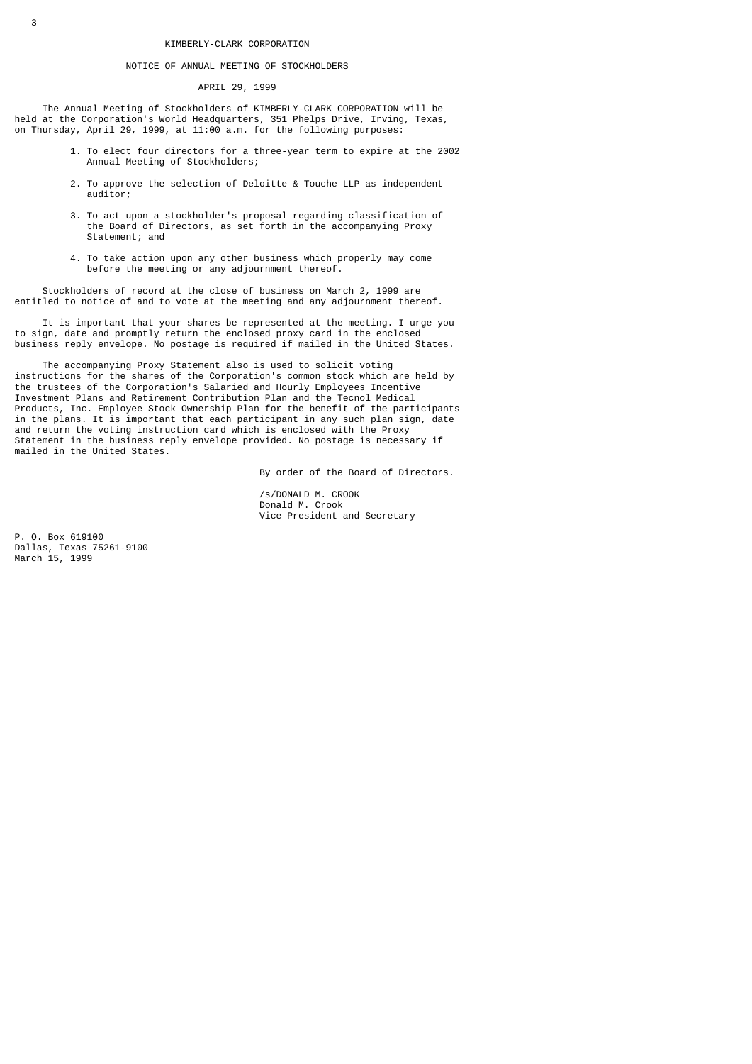# KIMBERLY-CLARK CORPORATION

## NOTICE OF ANNUAL MEETING OF STOCKHOLDERS

### APRIL 29, 1999

The Annual Meeting of Stockholders of KIMBERLY-CLARK CORPORATION will be held at the Corporation's World Headquarters, 351 Phelps Drive, Irving, Texas, on Thursday, April 29, 1999, at 11:00 a.m. for the following purposes:

1. To elect four directors for a three-year term to expire at the 2002 Annual Meeting of Stockholders;

2. To approve the selection of Deloitte & Touche LLP as independent auditor;

3. To act upon a stockholder's proposal regarding classification of the Board of Directors, as set forth in the accompanying Proxy Statement; and

4. To take action upon any other business which properly may come before the meeting or any adjournment thereof.

Stockholders of record at the close of business on March 2, 1999 are entitled to notice of and to vote at the meeting and any adjournment thereof.

It is important that your shares be represented at the meeting. I urge you to sign, date and promptly return the enclosed proxy card in the enclosed business reply envelope. No postage is required if mailed in the United States.

The accompanying Proxy Statement also is used to solicit voting instructions for the shares of the Corporation's common stock which are held by the trustees of the Corporation's Salaried and Hourly Employees Incentive Investment Plans and Retirement Contribution Plan and the Tecnol Medical Products, Inc. Employee Stock Ownership Plan for the benefit of the participants in the plans. It is important that each participant in any such plan sign, date and return the voting instruction card which is enclosed with the Proxy Statement in the business reply envelope provided. No postage is necessary if mailed in the United States.

By order of the Board of Directors.

/s/DONALD M. CROOK
Donald M. Crook
Vice President and Secretary

P. O. Box 619100
Dallas, Texas 75261-9100
March 15, 1999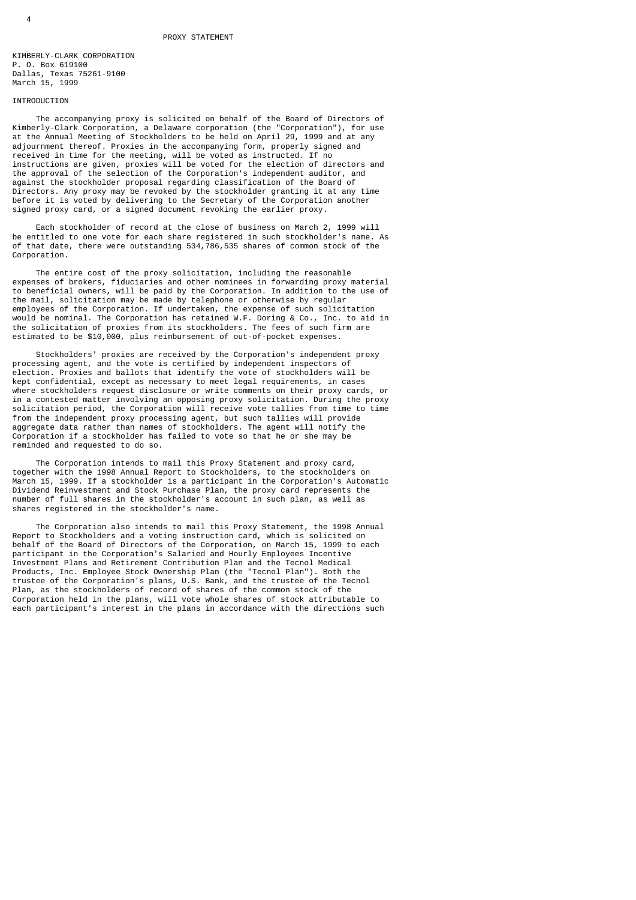# PROXY STATEMENT

KIMBERLY-CLARK CORPORATION
P. O. Box 619100
Dallas, Texas 75261-9100
March 15, 1999

## INTRODUCTION

The accompanying proxy is solicited on behalf of the Board of Directors of Kimberly-Clark Corporation, a Delaware corporation (the "Corporation"), for use at the Annual Meeting of Stockholders to be held on April 29, 1999 and at any adjournment thereof. Proxies in the accompanying form, properly signed and received in time for the meeting, will be voted as instructed. If no instructions are given, proxies will be voted for the election of directors and the approval of the selection of the Corporation's independent auditor, and against the stockholder proposal regarding classification of the Board of Directors. Any proxy may be revoked by the stockholder granting it at any time before it is voted by delivering to the Secretary of the Corporation another signed proxy card, or a signed document revoking the earlier proxy.

Each stockholder of record at the close of business on March 2, 1999 will be entitled to one vote for each share registered in such stockholder's name. As of that date, there were outstanding 534,786,535 shares of common stock of the Corporation.

The entire cost of the proxy solicitation, including the reasonable expenses of brokers, fiduciaries and other nominees in forwarding proxy material to beneficial owners, will be paid by the Corporation. In addition to the use of the mail, solicitation may be made by telephone or otherwise by regular employees of the Corporation. If undertaken, the expense of such solicitation would be nominal. The Corporation has retained W.F. Doring & Co., Inc. to aid in the solicitation of proxies from its stockholders. The fees of such firm are estimated to be $10,000, plus reimbursement of out-of-pocket expenses.

Stockholders' proxies are received by the Corporation's independent proxy processing agent, and the vote is certified by independent inspectors of election. Proxies and ballots that identify the vote of stockholders will be kept confidential, except as necessary to meet legal requirements, in cases where stockholders request disclosure or write comments on their proxy cards, or in a contested matter involving an opposing proxy solicitation. During the proxy solicitation period, the Corporation will receive vote tallies from time to time from the independent proxy processing agent, but such tallies will provide aggregate data rather than names of stockholders. The agent will notify the Corporation if a stockholder has failed to vote so that he or she may be reminded and requested to do so.

The Corporation intends to mail this Proxy Statement and proxy card, together with the 1998 Annual Report to Stockholders, to the stockholders on March 15, 1999. If a stockholder is a participant in the Corporation's Automatic Dividend Reinvestment and Stock Purchase Plan, the proxy card represents the number of full shares in the stockholder's account in such plan, as well as shares registered in the stockholder's name.

The Corporation also intends to mail this Proxy Statement, the 1998 Annual Report to Stockholders and a voting instruction card, which is solicited on behalf of the Board of Directors of the Corporation, on March 15, 1999 to each participant in the Corporation's Salaried and Hourly Employees Incentive Investment Plans and Retirement Contribution Plan and the Tecnol Medical Products, Inc. Employee Stock Ownership Plan (the "Tecnol Plan"). Both the trustee of the Corporation's plans, U.S. Bank, and the trustee of the Tecnol Plan, as the stockholders of record of shares of the common stock of the Corporation held in the plans, will vote whole shares of stock attributable to each participant's interest in the plans in accordance with the directions such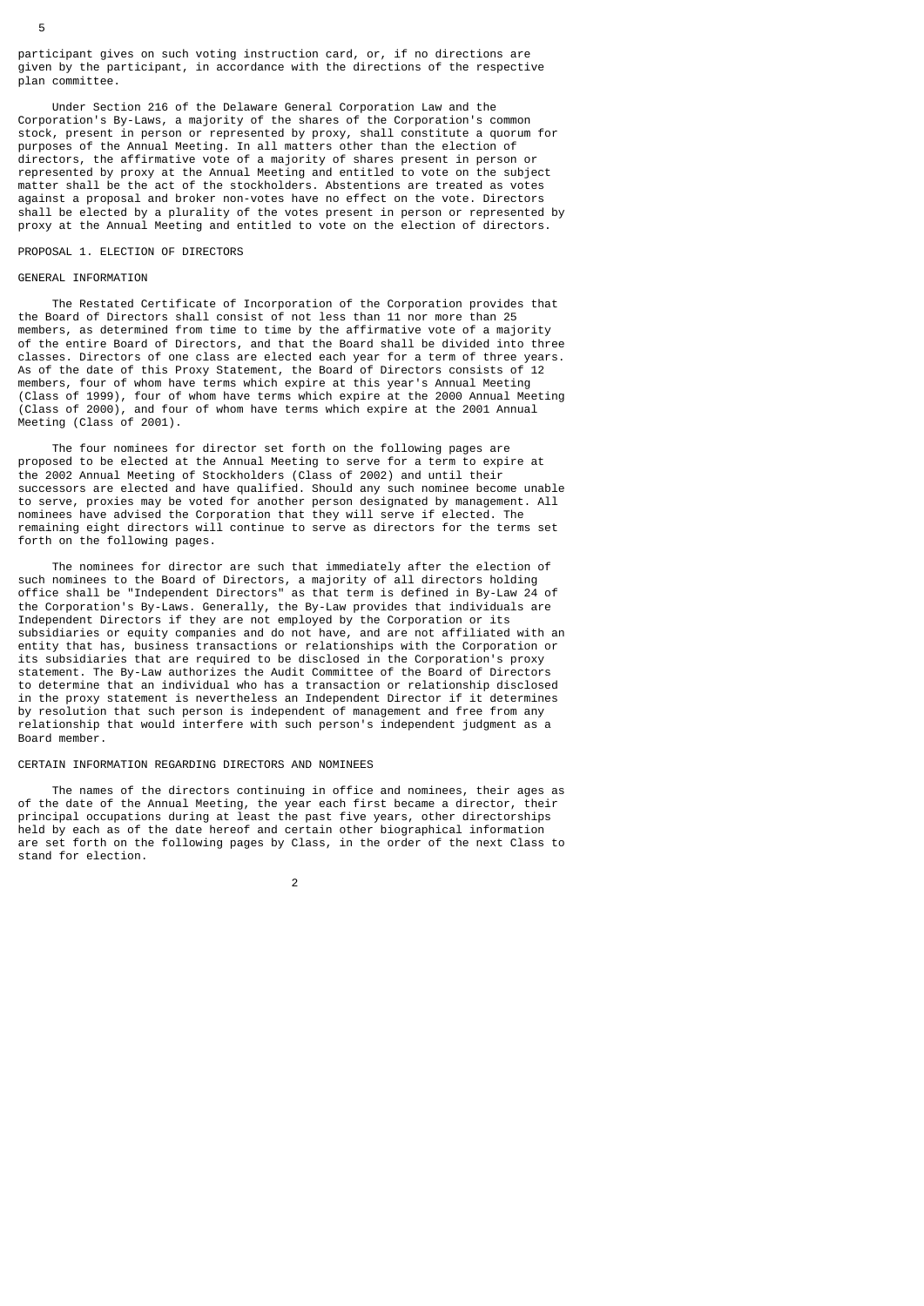participant gives on such voting instruction card, or, if no directions are given by the participant, in accordance with the directions of the respective plan committee.

Under Section 216 of the Delaware General Corporation Law and the Corporation's By-Laws, a majority of the shares of the Corporation's common stock, present in person or represented by proxy, shall constitute a quorum for purposes of the Annual Meeting. In all matters other than the election of directors, the affirmative vote of a majority of shares present in person or represented by proxy at the Annual Meeting and entitled to vote on the subject matter shall be the act of the stockholders. Abstentions are treated as votes against a proposal and broker non-votes have no effect on the vote. Directors shall be elected by a plurality of the votes present in person or represented by proxy at the Annual Meeting and entitled to vote on the election of directors.

## PROPOSAL 1. ELECTION OF DIRECTORS

### GENERAL INFORMATION

The Restated Certificate of Incorporation of the Corporation provides that the Board of Directors shall consist of not less than 11 nor more than 25 members, as determined from time to time by the affirmative vote of a majority of the entire Board of Directors, and that the Board shall be divided into three classes. Directors of one class are elected each year for a term of three years. As of the date of this Proxy Statement, the Board of Directors consists of 12 members, four of whom have terms which expire at this year's Annual Meeting (Class of 1999), four of whom have terms which expire at the 2000 Annual Meeting (Class of 2000), and four of whom have terms which expire at the 2001 Annual Meeting (Class of 2001).

The four nominees for director set forth on the following pages are proposed to be elected at the Annual Meeting to serve for a term to expire at the 2002 Annual Meeting of Stockholders (Class of 2002) and until their successors are elected and have qualified. Should any such nominee become unable to serve, proxies may be voted for another person designated by management. All nominees have advised the Corporation that they will serve if elected. The remaining eight directors will continue to serve as directors for the terms set forth on the following pages.

The nominees for director are such that immediately after the election of such nominees to the Board of Directors, a majority of all directors holding office shall be "Independent Directors" as that term is defined in By-Law 24 of the Corporation's By-Laws. Generally, the By-Law provides that individuals are Independent Directors if they are not employed by the Corporation or its subsidiaries or equity companies and do not have, and are not affiliated with an entity that has, business transactions or relationships with the Corporation or its subsidiaries that are required to be disclosed in the Corporation's proxy statement. The By-Law authorizes the Audit Committee of the Board of Directors to determine that an individual who has a transaction or relationship disclosed in the proxy statement is nevertheless an Independent Director if it determines by resolution that such person is independent of management and free from any relationship that would interfere with such person's independent judgment as a Board member.

### CERTAIN INFORMATION REGARDING DIRECTORS AND NOMINEES

The names of the directors continuing in office and nominees, their ages as of the date of the Annual Meeting, the year each first became a director, their principal occupations during at least the past five years, other directorships held by each as of the date hereof and certain other biographical information are set forth on the following pages by Class, in the order of the next Class to stand for election.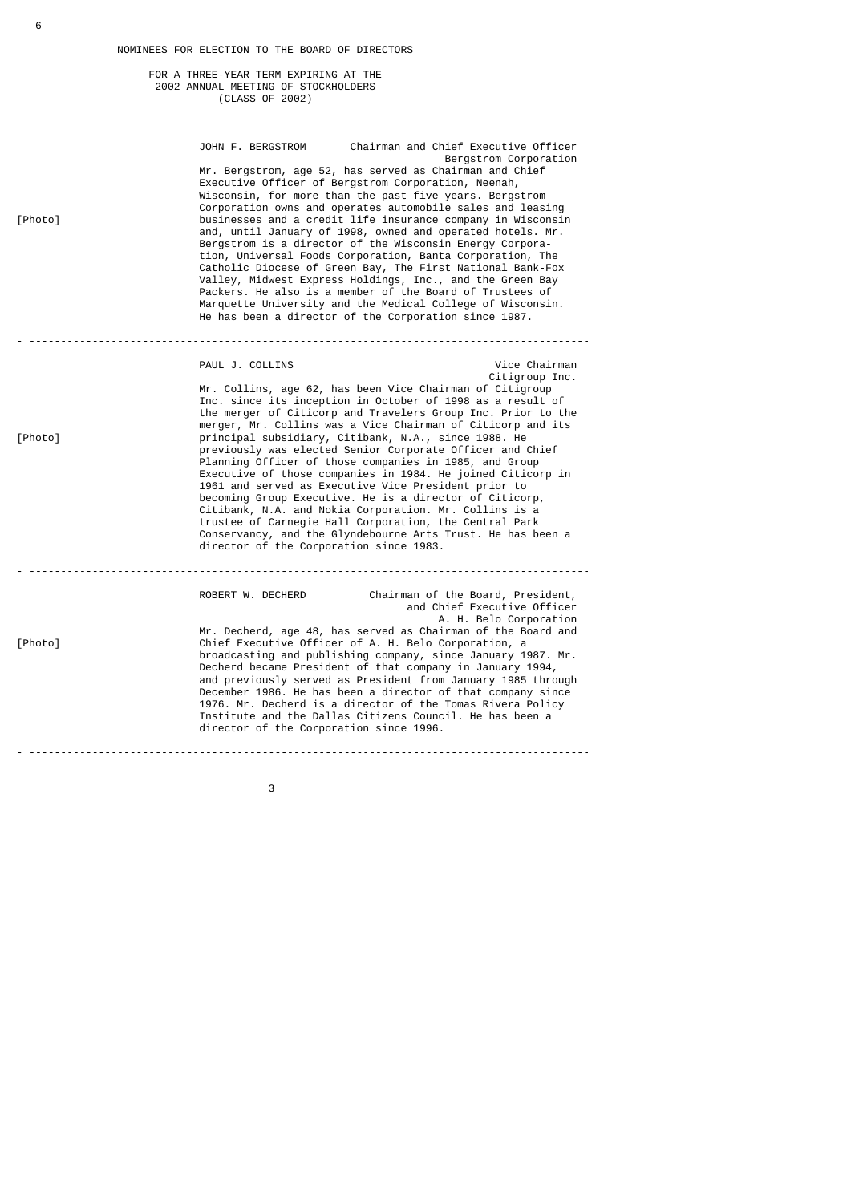## NOMINEES FOR ELECTION TO THE BOARD OF DIRECTORS

### FOR A THREE-YEAR TERM EXPIRING AT THE 2002 ANNUAL MEETING OF STOCKHOLDERS (CLASS OF 2002)

[Photo]

**JOHN F. BERGSTROM** — Chairman and Chief Executive Officer, Bergstrom Corporation

Mr. Bergstrom, age 52, has served as Chairman and Chief Executive Officer of Bergstrom Corporation, Neenah, Wisconsin, for more than the past five years. Bergstrom Corporation owns and operates automobile sales and leasing businesses and a credit life insurance company in Wisconsin and, until January of 1998, owned and operated hotels. Mr. Bergstrom is a director of the Wisconsin Energy Corporation, Universal Foods Corporation, Banta Corporation, The Catholic Diocese of Green Bay, The First National Bank-Fox Valley, Midwest Express Holdings, Inc., and the Green Bay Packers. He also is a member of the Board of Trustees of Marquette University and the Medical College of Wisconsin. He has been a director of the Corporation since 1987.

---

[Photo]

**PAUL J. COLLINS** — Vice Chairman, Citigroup Inc.

Mr. Collins, age 62, has been Vice Chairman of Citigroup Inc. since its inception in October of 1998 as a result of the merger of Citicorp and Travelers Group Inc. Prior to the merger, Mr. Collins was a Vice Chairman of Citicorp and its principal subsidiary, Citibank, N.A., since 1988. He previously was elected Senior Corporate Officer and Chief Planning Officer of those companies in 1985, and Group Executive of those companies in 1984. He joined Citicorp in 1961 and served as Executive Vice President prior to becoming Group Executive. He is a director of Citicorp, Citibank, N.A. and Nokia Corporation. Mr. Collins is a trustee of Carnegie Hall Corporation, the Central Park Conservancy, and the Glyndebourne Arts Trust. He has been a director of the Corporation since 1983.

---

[Photo]

**ROBERT W. DECHERD** — Chairman of the Board, President, and Chief Executive Officer, A. H. Belo Corporation

Mr. Decherd, age 48, has served as Chairman of the Board and Chief Executive Officer of A. H. Belo Corporation, a broadcasting and publishing company, since January 1987. Mr. Decherd became President of that company in January 1994, and previously served as President from January 1985 through December 1986. He has been a director of that company since 1976. Mr. Decherd is a director of the Tomas Rivera Policy Institute and the Dallas Citizens Council. He has been a director of the Corporation since 1996.

---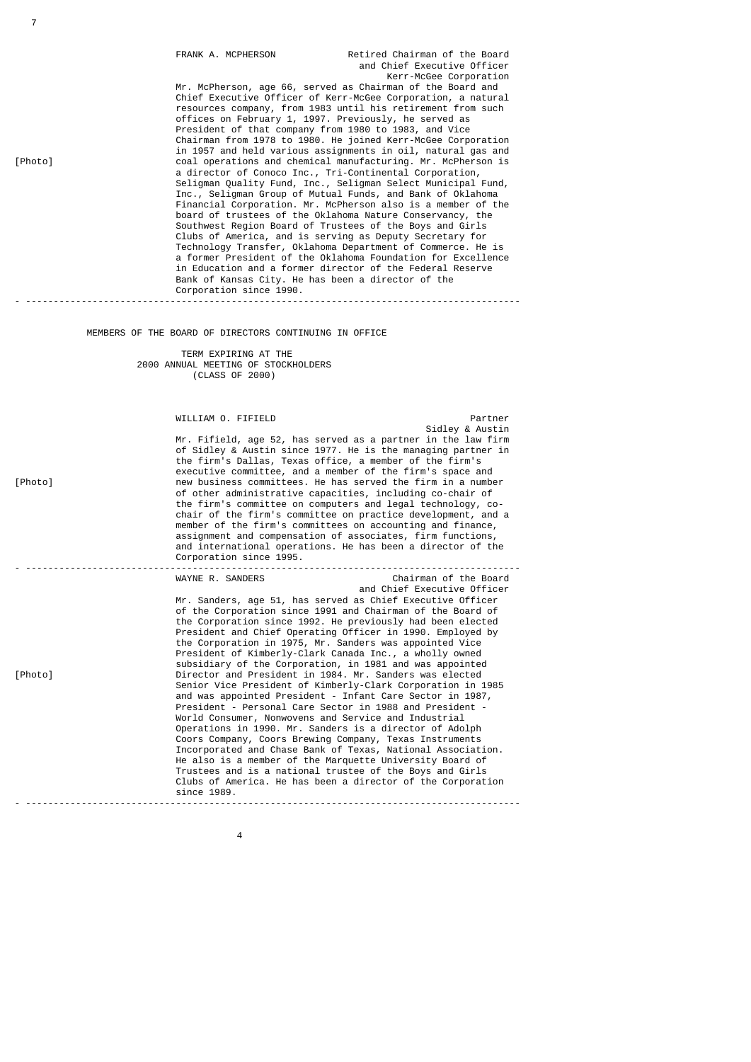[Photo]

**FRANK A. MCPHERSON** — Retired Chairman of the Board and Chief Executive Officer, Kerr-McGee Corporation

Mr. McPherson, age 66, served as Chairman of the Board and Chief Executive Officer of Kerr-McGee Corporation, a natural resources company, from 1983 until his retirement from such offices on February 1, 1997. Previously, he served as President of that company from 1980 to 1983, and Vice Chairman from 1978 to 1980. He joined Kerr-McGee Corporation in 1957 and held various assignments in oil, natural gas and coal operations and chemical manufacturing. Mr. McPherson is a director of Conoco Inc., Tri-Continental Corporation, Seligman Quality Fund, Inc., Seligman Select Municipal Fund, Inc., Seligman Group of Mutual Funds, and Bank of Oklahoma Financial Corporation. Mr. McPherson also is a member of the board of trustees of the Oklahoma Nature Conservancy, the Southwest Region Board of Trustees of the Boys and Girls Clubs of America, and is serving as Deputy Secretary for Technology Transfer, Oklahoma Department of Commerce. He is a former President of the Oklahoma Foundation for Excellence in Education and a former director of the Federal Reserve Bank of Kansas City. He has been a director of the Corporation since 1990.

---

## MEMBERS OF THE BOARD OF DIRECTORS CONTINUING IN OFFICE

### TERM EXPIRING AT THE 2000 ANNUAL MEETING OF STOCKHOLDERS (CLASS OF 2000)

[Photo]

**WILLIAM O. FIFIELD** — Partner, Sidley & Austin

Mr. Fifield, age 52, has served as a partner in the law firm of Sidley & Austin since 1977. He is the managing partner in the firm's Dallas, Texas office, a member of the firm's executive committee, and a member of the firm's space and new business committees. He has served the firm in a number of other administrative capacities, including co-chair of the firm's committee on computers and legal technology, co-chair of the firm's committee on practice development, and a member of the firm's committees on accounting and finance, assignment and compensation of associates, firm functions, and international operations. He has been a director of the Corporation since 1995.

---

[Photo]

**WAYNE R. SANDERS** — Chairman of the Board and Chief Executive Officer

Mr. Sanders, age 51, has served as Chief Executive Officer of the Corporation since 1991 and Chairman of the Board of the Corporation since 1992. He previously had been elected President and Chief Operating Officer in 1990. Employed by the Corporation in 1975, Mr. Sanders was appointed Vice President of Kimberly-Clark Canada Inc., a wholly owned subsidiary of the Corporation, in 1981 and was appointed Director and President in 1984. Mr. Sanders was elected Senior Vice President of Kimberly-Clark Corporation in 1985 and was appointed President - Infant Care Sector in 1987, President - Personal Care Sector in 1988 and President - World Consumer, Nonwovens and Service and Industrial Operations in 1990. Mr. Sanders is a director of Adolph Coors Company, Coors Brewing Company, Texas Instruments Incorporated and Chase Bank of Texas, National Association. He also is a member of the Marquette University Board of Trustees and is a national trustee of the Boys and Girls Clubs of America. He has been a director of the Corporation since 1989.

---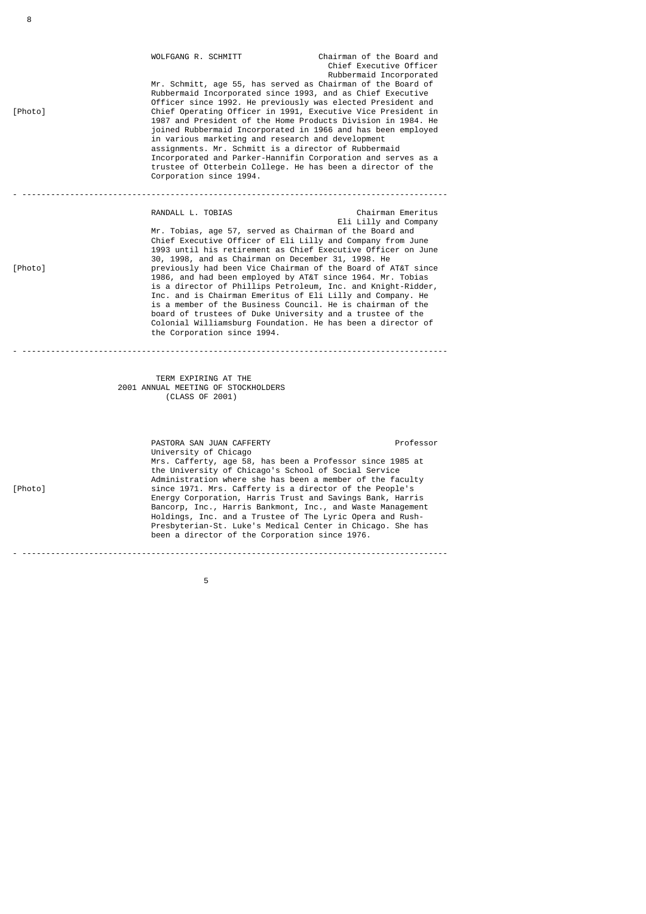[Photo]

**WOLFGANG R. SCHMITT**
Chairman of the Board and Chief Executive Officer
Rubbermaid Incorporated

Mr. Schmitt, age 55, has served as Chairman of the Board of Rubbermaid Incorporated since 1993, and as Chief Executive Officer since 1992. He previously was elected President and Chief Operating Officer in 1991, Executive Vice President in 1987 and President of the Home Products Division in 1984. He joined Rubbermaid Incorporated in 1966 and has been employed in various marketing and research and development assignments. Mr. Schmitt is a director of Rubbermaid Incorporated and Parker-Hannifin Corporation and serves as a trustee of Otterbein College. He has been a director of the Corporation since 1994.

---

[Photo]

**RANDALL L. TOBIAS**
Chairman Emeritus
Eli Lilly and Company

Mr. Tobias, age 57, served as Chairman of the Board and Chief Executive Officer of Eli Lilly and Company from June 1993 until his retirement as Chief Executive Officer on June 30, 1998, and as Chairman on December 31, 1998. He previously had been Vice Chairman of the Board of AT&T since 1986, and had been employed by AT&T since 1964. Mr. Tobias is a director of Phillips Petroleum, Inc. and Knight-Ridder, Inc. and is Chairman Emeritus of Eli Lilly and Company. He is a member of the Business Council. He is chairman of the board of trustees of Duke University and a trustee of the Colonial Williamsburg Foundation. He has been a director of the Corporation since 1994.

---

## TERM EXPIRING AT THE 2001 ANNUAL MEETING OF STOCKHOLDERS (CLASS OF 2001)

[Photo]

**PASTORA SAN JUAN CAFFERTY**
Professor
University of Chicago

Mrs. Cafferty, age 58, has been a Professor since 1985 at the University of Chicago's School of Social Service Administration where she has been a member of the faculty since 1971. Mrs. Cafferty is a director of the People's Energy Corporation, Harris Trust and Savings Bank, Harris Bancorp, Inc., Harris Bankmont, Inc., and Waste Management Holdings, Inc. and a Trustee of The Lyric Opera and Rush-Presbyterian-St. Luke's Medical Center in Chicago. She has been a director of the Corporation since 1976.

---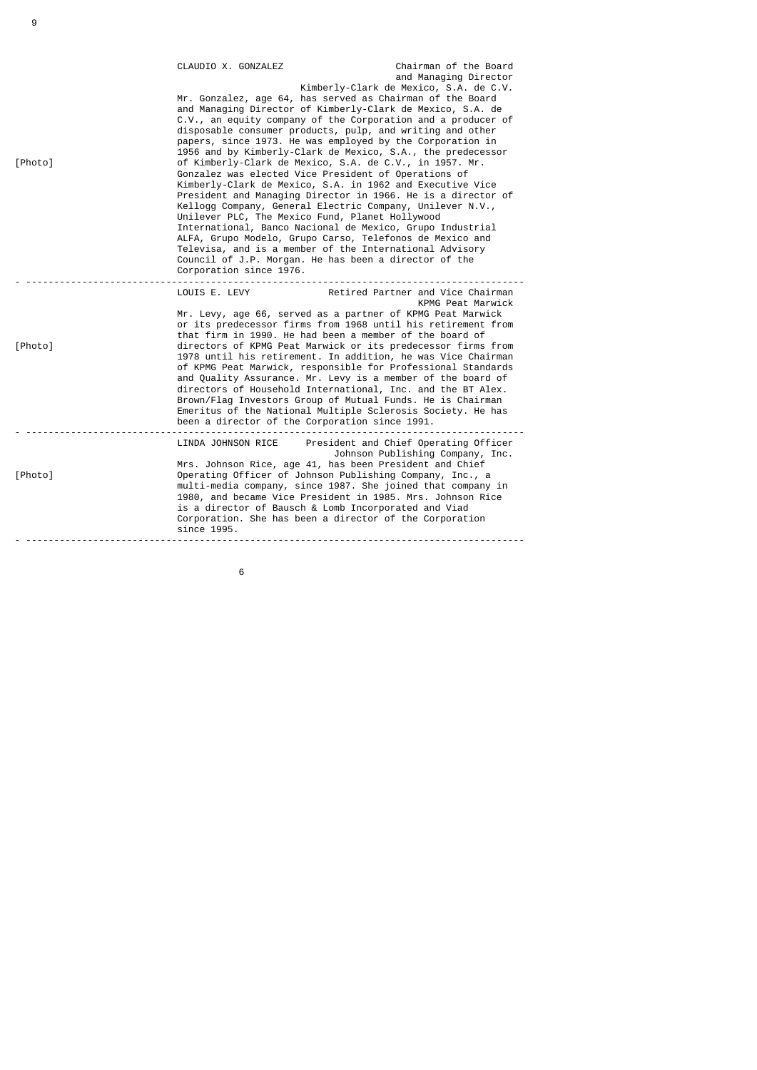[Photo]

**CLAUDIO X. GONZALEZ** — Chairman of the Board and Managing Director, Kimberly-Clark de Mexico, S.A. de C.V.

Mr. Gonzalez, age 64, has served as Chairman of the Board and Managing Director of Kimberly-Clark de Mexico, S.A. de C.V., an equity company of the Corporation and a producer of disposable consumer products, pulp, and writing and other papers, since 1973. He was employed by the Corporation in 1956 and by Kimberly-Clark de Mexico, S.A., the predecessor of Kimberly-Clark de Mexico, S.A. de C.V., in 1957. Mr. Gonzalez was elected Vice President of Operations of Kimberly-Clark de Mexico, S.A. in 1962 and Executive Vice President and Managing Director in 1966. He is a director of Kellogg Company, General Electric Company, Unilever N.V., Unilever PLC, The Mexico Fund, Planet Hollywood International, Banco Nacional de Mexico, Grupo Industrial ALFA, Grupo Modelo, Grupo Carso, Telefonos de Mexico and Televisa, and is a member of the International Advisory Council of J.P. Morgan. He has been a director of the Corporation since 1976.

---

[Photo]

**LOUIS E. LEVY** — Retired Partner and Vice Chairman, KPMG Peat Marwick

Mr. Levy, age 66, served as a partner of KPMG Peat Marwick or its predecessor firms from 1968 until his retirement from that firm in 1990. He had been a member of the board of directors of KPMG Peat Marwick or its predecessor firms from 1978 until his retirement. In addition, he was Vice Chairman of KPMG Peat Marwick, responsible for Professional Standards and Quality Assurance. Mr. Levy is a member of the board of directors of Household International, Inc. and the BT Alex. Brown/Flag Investors Group of Mutual Funds. He is Chairman Emeritus of the National Multiple Sclerosis Society. He has been a director of the Corporation since 1991.

---

[Photo]

**LINDA JOHNSON RICE** — President and Chief Operating Officer, Johnson Publishing Company, Inc.

Mrs. Johnson Rice, age 41, has been President and Chief Operating Officer of Johnson Publishing Company, Inc., a multi-media company, since 1987. She joined that company in 1980, and became Vice President in 1985. Mrs. Johnson Rice is a director of Bausch & Lomb Incorporated and Viad Corporation. She has been a director of the Corporation since 1995.

---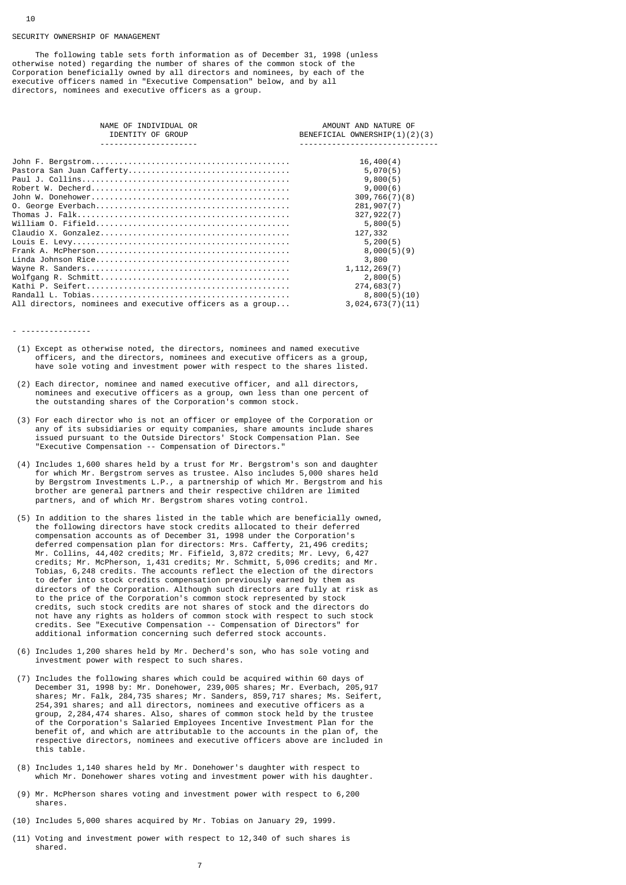## SECURITY OWNERSHIP OF MANAGEMENT

The following table sets forth information as of December 31, 1998 (unless otherwise noted) regarding the number of shares of the common stock of the Corporation beneficially owned by all directors and nominees, by each of the executive officers named in "Executive Compensation" below, and by all directors, nominees and executive officers as a group.

| NAME OF INDIVIDUAL OR IDENTITY OF GROUP | AMOUNT AND NATURE OF BENEFICIAL OWNERSHIP(1)(2)(3) |
|---|---|
| John F. Bergstrom | 16,400(4) |
| Pastora San Juan Cafferty | 5,070(5) |
| Paul J. Collins | 9,800(5) |
| Robert W. Decherd | 9,000(6) |
| John W. Donehower | 309,766(7)(8) |
| O. George Everbach | 281,907(7) |
| Thomas J. Falk | 327,922(7) |
| William O. Fifield | 5,800(5) |
| Claudio X. Gonzalez | 127,332 |
| Louis E. Levy | 5,200(5) |
| Frank A. McPherson | 8,000(5)(9) |
| Linda Johnson Rice | 3,800 |
| Wayne R. Sanders | 1,112,269(7) |
| Wolfgang R. Schmitt | 2,800(5) |
| Kathi P. Seifert | 274,683(7) |
| Randall L. Tobias | 8,800(5)(10) |
| All directors, nominees and executive officers as a group | 3,024,673(7)(11) |

---------------

(1) Except as otherwise noted, the directors, nominees and named executive officers, and the directors, nominees and executive officers as a group, have sole voting and investment power with respect to the shares listed.

(2) Each director, nominee and named executive officer, and all directors, nominees and executive officers as a group, own less than one percent of the outstanding shares of the Corporation's common stock.

(3) For each director who is not an officer or employee of the Corporation or any of its subsidiaries or equity companies, share amounts include shares issued pursuant to the Outside Directors' Stock Compensation Plan. See "Executive Compensation -- Compensation of Directors."

(4) Includes 1,600 shares held by a trust for Mr. Bergstrom's son and daughter for which Mr. Bergstrom serves as trustee. Also includes 5,000 shares held by Bergstrom Investments L.P., a partnership of which Mr. Bergstrom and his brother are general partners and their respective children are limited partners, and of which Mr. Bergstrom shares voting control.

(5) In addition to the shares listed in the table which are beneficially owned, the following directors have stock credits allocated to their deferred compensation accounts as of December 31, 1998 under the Corporation's deferred compensation plan for directors: Mrs. Cafferty, 21,496 credits; Mr. Collins, 44,402 credits; Mr. Fifield, 3,872 credits; Mr. Levy, 6,427 credits; Mr. McPherson, 1,431 credits; Mr. Schmitt, 5,096 credits; and Mr. Tobias, 6,248 credits. The accounts reflect the election of the directors to defer into stock credits compensation previously earned by them as directors of the Corporation. Although such directors are fully at risk as to the price of the Corporation's common stock represented by stock credits, such stock credits are not shares of stock and the directors do not have any rights as holders of common stock with respect to such stock credits. See "Executive Compensation -- Compensation of Directors" for additional information concerning such deferred stock accounts.

(6) Includes 1,200 shares held by Mr. Decherd's son, who has sole voting and investment power with respect to such shares.

(7) Includes the following shares which could be acquired within 60 days of December 31, 1998 by: Mr. Donehower, 239,005 shares; Mr. Everbach, 205,917 shares; Mr. Falk, 284,735 shares; Mr. Sanders, 859,717 shares; Ms. Seifert, 254,391 shares; and all directors, nominees and executive officers as a group, 2,284,474 shares. Also, shares of common stock held by the trustee of the Corporation's Salaried Employees Incentive Investment Plan for the benefit of, and which are attributable to the accounts in the plan of, the respective directors, nominees and executive officers above are included in this table.

(8) Includes 1,140 shares held by Mr. Donehower's daughter with respect to which Mr. Donehower shares voting and investment power with his daughter.

(9) Mr. McPherson shares voting and investment power with respect to 6,200 shares.

(10) Includes 5,000 shares acquired by Mr. Tobias on January 29, 1999.

(11) Voting and investment power with respect to 12,340 of such shares is shared.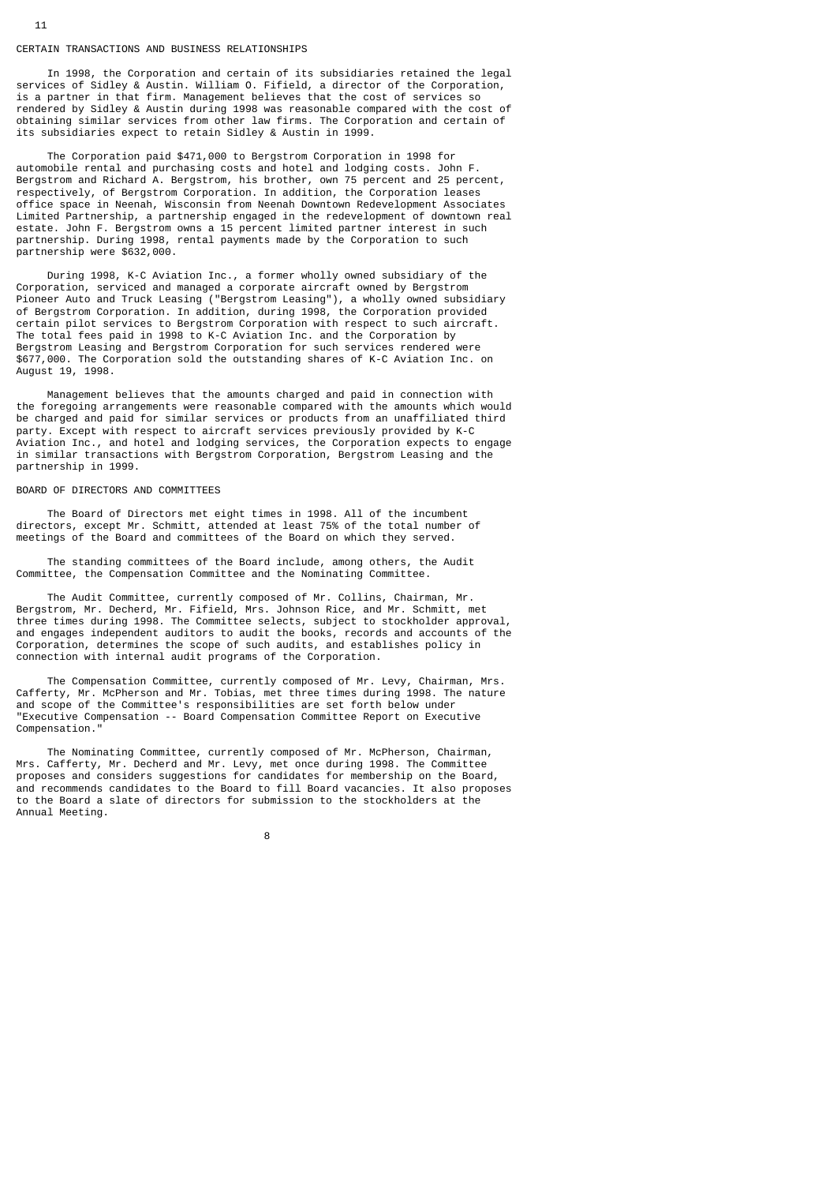## CERTAIN TRANSACTIONS AND BUSINESS RELATIONSHIPS

In 1998, the Corporation and certain of its subsidiaries retained the legal services of Sidley & Austin. William O. Fifield, a director of the Corporation, is a partner in that firm. Management believes that the cost of services so rendered by Sidley & Austin during 1998 was reasonable compared with the cost of obtaining similar services from other law firms. The Corporation and certain of its subsidiaries expect to retain Sidley & Austin in 1999.

The Corporation paid $471,000 to Bergstrom Corporation in 1998 for automobile rental and purchasing costs and hotel and lodging costs. John F. Bergstrom and Richard A. Bergstrom, his brother, own 75 percent and 25 percent, respectively, of Bergstrom Corporation. In addition, the Corporation leases office space in Neenah, Wisconsin from Neenah Downtown Redevelopment Associates Limited Partnership, a partnership engaged in the redevelopment of downtown real estate. John F. Bergstrom owns a 15 percent limited partner interest in such partnership. During 1998, rental payments made by the Corporation to such partnership were $632,000.

During 1998, K-C Aviation Inc., a former wholly owned subsidiary of the Corporation, serviced and managed a corporate aircraft owned by Bergstrom Pioneer Auto and Truck Leasing ("Bergstrom Leasing"), a wholly owned subsidiary of Bergstrom Corporation. In addition, during 1998, the Corporation provided certain pilot services to Bergstrom Corporation with respect to such aircraft. The total fees paid in 1998 to K-C Aviation Inc. and the Corporation by Bergstrom Leasing and Bergstrom Corporation for such services rendered were $677,000. The Corporation sold the outstanding shares of K-C Aviation Inc. on August 19, 1998.

Management believes that the amounts charged and paid in connection with the foregoing arrangements were reasonable compared with the amounts which would be charged and paid for similar services or products from an unaffiliated third party. Except with respect to aircraft services previously provided by K-C Aviation Inc., and hotel and lodging services, the Corporation expects to engage in similar transactions with Bergstrom Corporation, Bergstrom Leasing and the partnership in 1999.

## BOARD OF DIRECTORS AND COMMITTEES

The Board of Directors met eight times in 1998. All of the incumbent directors, except Mr. Schmitt, attended at least 75% of the total number of meetings of the Board and committees of the Board on which they served.

The standing committees of the Board include, among others, the Audit Committee, the Compensation Committee and the Nominating Committee.

The Audit Committee, currently composed of Mr. Collins, Chairman, Mr. Bergstrom, Mr. Decherd, Mr. Fifield, Mrs. Johnson Rice, and Mr. Schmitt, met three times during 1998. The Committee selects, subject to stockholder approval, and engages independent auditors to audit the books, records and accounts of the Corporation, determines the scope of such audits, and establishes policy in connection with internal audit programs of the Corporation.

The Compensation Committee, currently composed of Mr. Levy, Chairman, Mrs. Cafferty, Mr. McPherson and Mr. Tobias, met three times during 1998. The nature and scope of the Committee's responsibilities are set forth below under "Executive Compensation -- Board Compensation Committee Report on Executive Compensation."

The Nominating Committee, currently composed of Mr. McPherson, Chairman, Mrs. Cafferty, Mr. Decherd and Mr. Levy, met once during 1998. The Committee proposes and considers suggestions for candidates for membership on the Board, and recommends candidates to the Board to fill Board vacancies. It also proposes to the Board a slate of directors for submission to the stockholders at the Annual Meeting.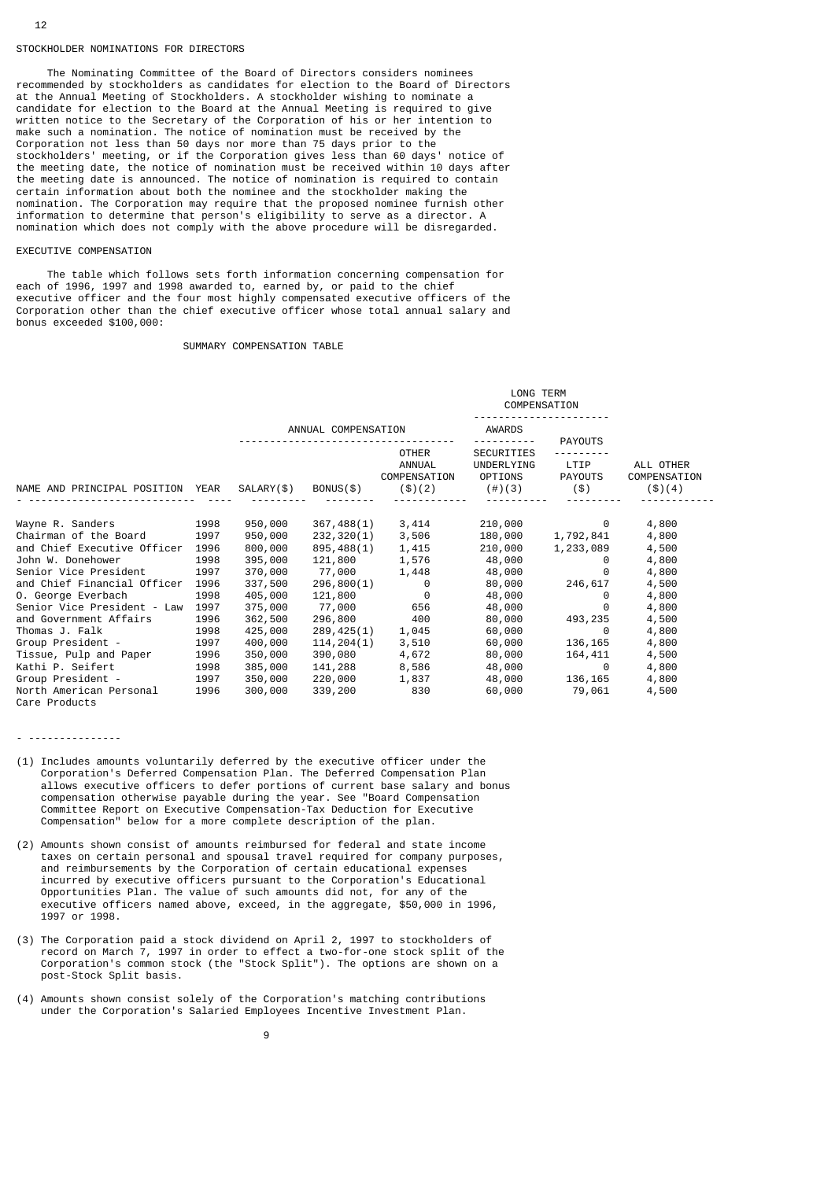## STOCKHOLDER NOMINATIONS FOR DIRECTORS

The Nominating Committee of the Board of Directors considers nominees recommended by stockholders as candidates for election to the Board of Directors at the Annual Meeting of Stockholders. A stockholder wishing to nominate a candidate for election to the Board at the Annual Meeting is required to give written notice to the Secretary of the Corporation of his or her intention to make such a nomination. The notice of nomination must be received by the Corporation not less than 50 days nor more than 75 days prior to the stockholders' meeting, or if the Corporation gives less than 60 days' notice of the meeting date, the notice of nomination must be received within 10 days after the meeting date is announced. The notice of nomination is required to contain certain information about both the nominee and the stockholder making the nomination. The Corporation may require that the proposed nominee furnish other information to determine that person's eligibility to serve as a director. A nomination which does not comply with the above procedure will be disregarded.

## EXECUTIVE COMPENSATION

The table which follows sets forth information concerning compensation for each of 1996, 1997 and 1998 awarded to, earned by, or paid to the chief executive officer and the four most highly compensated executive officers of the Corporation other than the chief executive officer whose total annual salary and bonus exceeded $100,000:

### SUMMARY COMPENSATION TABLE

| | | ANNUAL COMPENSATION | | | LONG TERM COMPENSATION | | |
|---|---|---|---|---|---|---|---|
| | | | | | AWARDS | PAYOUTS | |
| NAME AND PRINCIPAL POSITION | YEAR | SALARY($) | BONUS($) | OTHER ANNUAL COMPENSATION ($)(2) | SECURITIES UNDERLYING OPTIONS (#)(3) | LTIP PAYOUTS ($) | ALL OTHER COMPENSATION ($)(4) |
| Wayne R. Sanders | 1998 | 950,000 | 367,488(1) | 3,414 | 210,000 | 0 | 4,800 |
| Chairman of the Board | 1997 | 950,000 | 232,320(1) | 3,506 | 180,000 | 1,792,841 | 4,800 |
| and Chief Executive Officer | 1996 | 800,000 | 895,488(1) | 1,415 | 210,000 | 1,233,089 | 4,500 |
| John W. Donehower | 1998 | 395,000 | 121,800 | 1,576 | 48,000 | 0 | 4,800 |
| Senior Vice President | 1997 | 370,000 | 77,000 | 1,448 | 48,000 | 0 | 4,800 |
| and Chief Financial Officer | 1996 | 337,500 | 296,800(1) | 0 | 80,000 | 246,617 | 4,500 |
| O. George Everbach | 1998 | 405,000 | 121,800 | 0 | 48,000 | 0 | 4,800 |
| Senior Vice President - Law | 1997 | 375,000 | 77,000 | 656 | 48,000 | 0 | 4,800 |
| and Government Affairs | 1996 | 362,500 | 296,800 | 400 | 80,000 | 493,235 | 4,500 |
| Thomas J. Falk | 1998 | 425,000 | 289,425(1) | 1,045 | 60,000 | 0 | 4,800 |
| Group President - | 1997 | 400,000 | 114,204(1) | 3,510 | 60,000 | 136,165 | 4,800 |
| Tissue, Pulp and Paper | 1996 | 350,000 | 390,080 | 4,672 | 80,000 | 164,411 | 4,500 |
| Kathi P. Seifert | 1998 | 385,000 | 141,288 | 8,586 | 48,000 | 0 | 4,800 |
| Group President - | 1997 | 350,000 | 220,000 | 1,837 | 48,000 | 136,165 | 4,800 |
| North American Personal Care Products | 1996 | 300,000 | 339,200 | 830 | 60,000 | 79,061 | 4,500 |

---------------

(1) Includes amounts voluntarily deferred by the executive officer under the Corporation's Deferred Compensation Plan. The Deferred Compensation Plan allows executive officers to defer portions of current base salary and bonus compensation otherwise payable during the year. See "Board Compensation Committee Report on Executive Compensation-Tax Deduction for Executive Compensation" below for a more complete description of the plan.

(2) Amounts shown consist of amounts reimbursed for federal and state income taxes on certain personal and spousal travel required for company purposes, and reimbursements by the Corporation of certain educational expenses incurred by executive officers pursuant to the Corporation's Educational Opportunities Plan. The value of such amounts did not, for any of the executive officers named above, exceed, in the aggregate, $50,000 in 1996, 1997 or 1998.

(3) The Corporation paid a stock dividend on April 2, 1997 to stockholders of record on March 7, 1997 in order to effect a two-for-one stock split of the Corporation's common stock (the "Stock Split"). The options are shown on a post-Stock Split basis.

(4) Amounts shown consist solely of the Corporation's matching contributions under the Corporation's Salaried Employees Incentive Investment Plan.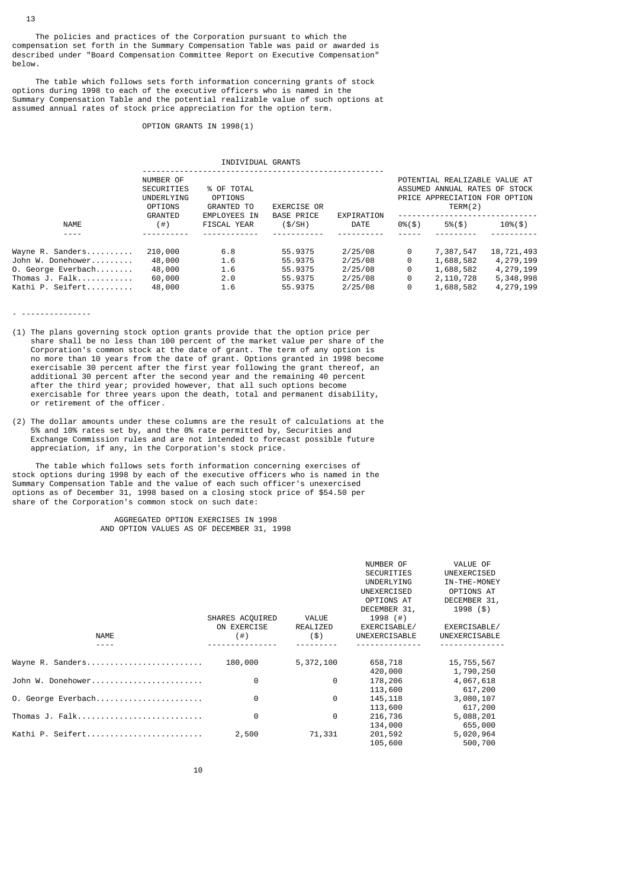The policies and practices of the Corporation pursuant to which the compensation set forth in the Summary Compensation Table was paid or awarded is described under "Board Compensation Committee Report on Executive Compensation" below.

The table which follows sets forth information concerning grants of stock options during 1998 to each of the executive officers who is named in the Summary Compensation Table and the potential realizable value of such options at assumed annual rates of stock price appreciation for the option term.

OPTION GRANTS IN 1998(1)

| | INDIVIDUAL GRANTS | | | | POTENTIAL REALIZABLE VALUE AT ASSUMED ANNUAL RATES OF STOCK PRICE APPRECIATION FOR OPTION TERM(2) | | |
|---|---|---|---|---|---|---|---|
| NAME | NUMBER OF SECURITIES UNDERLYING OPTIONS GRANTED (#) | % OF TOTAL OPTIONS GRANTED TO EMPLOYEES IN FISCAL YEAR | EXERCISE OR BASE PRICE ($/SH) | EXPIRATION DATE | 0%($) | 5%($) | 10%($) |
| Wayne R. Sanders | 210,000 | 6.8 | 55.9375 | 2/25/08 | 0 | 7,387,547 | 18,721,493 |
| John W. Donehower | 48,000 | 1.6 | 55.9375 | 2/25/08 | 0 | 1,688,582 | 4,279,199 |
| O. George Everbach | 48,000 | 1.6 | 55.9375 | 2/25/08 | 0 | 1,688,582 | 4,279,199 |
| Thomas J. Falk | 60,000 | 2.0 | 55.9375 | 2/25/08 | 0 | 2,110,728 | 5,348,998 |
| Kathi P. Seifert | 48,000 | 1.6 | 55.9375 | 2/25/08 | 0 | 1,688,582 | 4,279,199 |

---

(1) The plans governing stock option grants provide that the option price per share shall be no less than 100 percent of the market value per share of the Corporation's common stock at the date of grant. The term of any option is no more than 10 years from the date of grant. Options granted in 1998 become exercisable 30 percent after the first year following the grant thereof, an additional 30 percent after the second year and the remaining 40 percent after the third year; provided however, that all such options become exercisable for three years upon the death, total and permanent disability, or retirement of the officer.

(2) The dollar amounts under these columns are the result of calculations at the 5% and 10% rates set by, and the 0% rate permitted by, Securities and Exchange Commission rules and are not intended to forecast possible future appreciation, if any, in the Corporation's stock price.

The table which follows sets forth information concerning exercises of stock options during 1998 by each of the executive officers who is named in the Summary Compensation Table and the value of each such officer's unexercised options as of December 31, 1998 based on a closing stock price of $54.50 per share of the Corporation's common stock on such date:

AGGREGATED OPTION EXERCISES IN 1998
AND OPTION VALUES AS OF DECEMBER 31, 1998

| NAME | SHARES ACQUIRED ON EXERCISE (#) | VALUE REALIZED ($) | NUMBER OF SECURITIES UNDERLYING UNEXERCISED OPTIONS AT DECEMBER 31, 1998 (#) EXERCISABLE/ UNEXERCISABLE | VALUE OF UNEXERCISED IN-THE-MONEY OPTIONS AT DECEMBER 31, 1998 ($) EXERCISABLE/ UNEXERCISABLE |
|---|---|---|---|---|
| Wayne R. Sanders | 180,000 | 5,372,100 | 658,718 | 15,755,567 |
| | | | 420,000 | 1,790,250 |
| John W. Donehower | 0 | 0 | 178,206 | 4,067,618 |
| | | | 113,600 | 617,200 |
| O. George Everbach | 0 | 0 | 145,118 | 3,080,107 |
| | | | 113,600 | 617,200 |
| Thomas J. Falk | 0 | 0 | 216,736 | 5,088,201 |
| | | | 134,000 | 655,000 |
| Kathi P. Seifert | 2,500 | 71,331 | 201,592 | 5,020,964 |
| | | | 105,600 | 500,700 |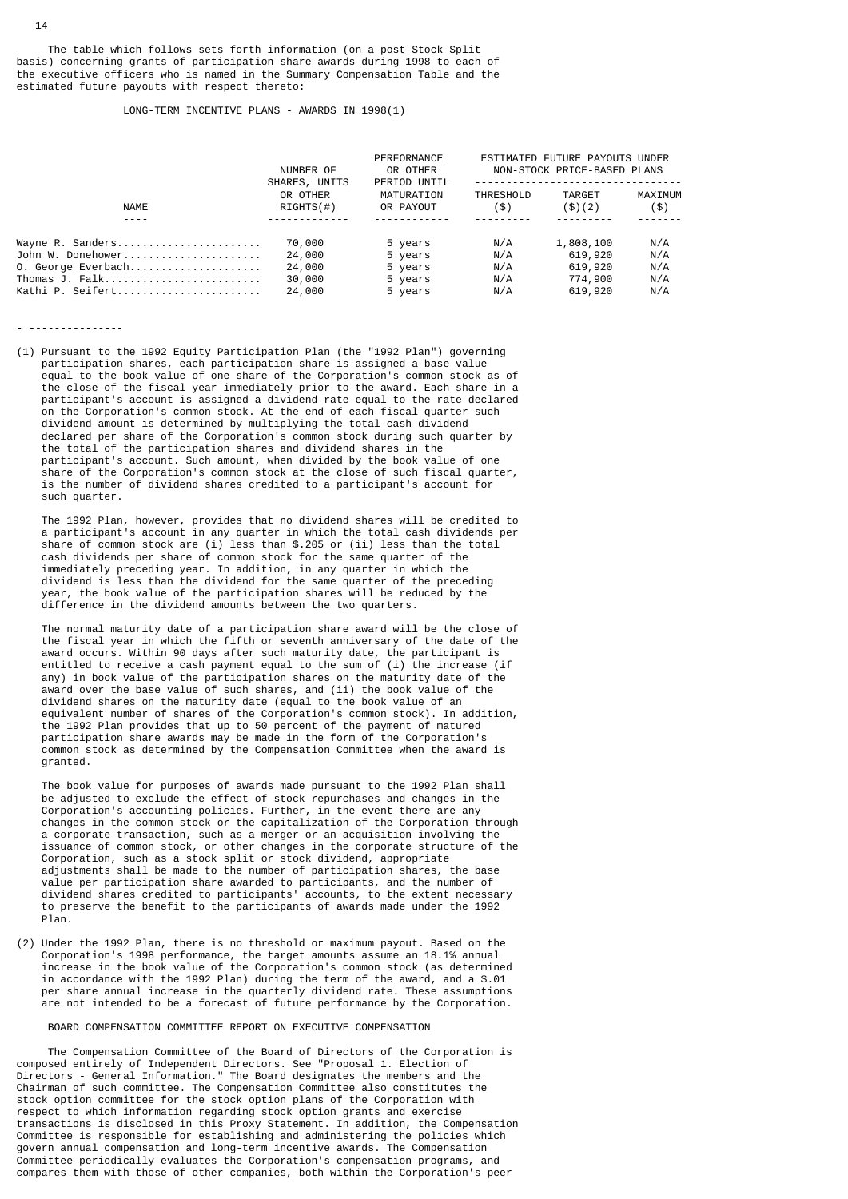The table which follows sets forth information (on a post-Stock Split basis) concerning grants of participation share awards during 1998 to each of the executive officers who is named in the Summary Compensation Table and the estimated future payouts with respect thereto:

LONG-TERM INCENTIVE PLANS - AWARDS IN 1998(1)

| NAME | NUMBER OF SHARES, UNITS OR OTHER RIGHTS(#) | PERFORMANCE OR OTHER PERIOD UNTIL MATURATION OR PAYOUT | ESTIMATED FUTURE PAYOUTS UNDER NON-STOCK PRICE-BASED PLANS | | |
|---|---|---|---|---|---|
| | | | THRESHOLD ($) | TARGET ($)(2) | MAXIMUM ($) |
| Wayne R. Sanders | 70,000 | 5 years | N/A | 1,808,100 | N/A |
| John W. Donehower | 24,000 | 5 years | N/A | 619,920 | N/A |
| O. George Everbach | 24,000 | 5 years | N/A | 619,920 | N/A |
| Thomas J. Falk | 30,000 | 5 years | N/A | 774,900 | N/A |
| Kathi P. Seifert | 24,000 | 5 years | N/A | 619,920 | N/A |

---------------

(1) Pursuant to the 1992 Equity Participation Plan (the "1992 Plan") governing participation shares, each participation share is assigned a base value equal to the book value of one share of the Corporation's common stock as of the close of the fiscal year immediately prior to the award. Each share in a participant's account is assigned a dividend rate equal to the rate declared on the Corporation's common stock. At the end of each fiscal quarter such dividend amount is determined by multiplying the total cash dividend declared per share of the Corporation's common stock during such quarter by the total of the participation shares and dividend shares in the participant's account. Such amount, when divided by the book value of one share of the Corporation's common stock at the close of such fiscal quarter, is the number of dividend shares credited to a participant's account for such quarter.

The 1992 Plan, however, provides that no dividend shares will be credited to a participant's account in any quarter in which the total cash dividends per share of common stock are (i) less than $.205 or (ii) less than the total cash dividends per share of common stock for the same quarter of the immediately preceding year. In addition, in any quarter in which the dividend is less than the dividend for the same quarter of the preceding year, the book value of the participation shares will be reduced by the difference in the dividend amounts between the two quarters.

The normal maturity date of a participation share award will be the close of the fiscal year in which the fifth or seventh anniversary of the date of the award occurs. Within 90 days after such maturity date, the participant is entitled to receive a cash payment equal to the sum of (i) the increase (if any) in book value of the participation shares on the maturity date of the award over the base value of such shares, and (ii) the book value of the dividend shares on the maturity date (equal to the book value of an equivalent number of shares of the Corporation's common stock). In addition, the 1992 Plan provides that up to 50 percent of the payment of matured participation share awards may be made in the form of the Corporation's common stock as determined by the Compensation Committee when the award is granted.

The book value for purposes of awards made pursuant to the 1992 Plan shall be adjusted to exclude the effect of stock repurchases and changes in the Corporation's accounting policies. Further, in the event there are any changes in the common stock or the capitalization of the Corporation through a corporate transaction, such as a merger or an acquisition involving the issuance of common stock, or other changes in the corporate structure of the Corporation, such as a stock split or stock dividend, appropriate adjustments shall be made to the number of participation shares, the base value per participation share awarded to participants, and the number of dividend shares credited to participants' accounts, to the extent necessary to preserve the benefit to the participants of awards made under the 1992 Plan.

(2) Under the 1992 Plan, there is no threshold or maximum payout. Based on the Corporation's 1998 performance, the target amounts assume an 18.1% annual increase in the book value of the Corporation's common stock (as determined in accordance with the 1992 Plan) during the term of the award, and a $.01 per share annual increase in the quarterly dividend rate. These assumptions are not intended to be a forecast of future performance by the Corporation.

## BOARD COMPENSATION COMMITTEE REPORT ON EXECUTIVE COMPENSATION

The Compensation Committee of the Board of Directors of the Corporation is composed entirely of Independent Directors. See "Proposal 1. Election of Directors - General Information." The Board designates the members and the Chairman of such committee. The Compensation Committee also constitutes the stock option committee for the stock option plans of the Corporation with respect to which information regarding stock option grants and exercise transactions is disclosed in this Proxy Statement. In addition, the Compensation Committee is responsible for establishing and administering the policies which govern annual compensation and long-term incentive awards. The Compensation Committee periodically evaluates the Corporation's compensation programs, and compares them with those of other companies, both within the Corporation's peer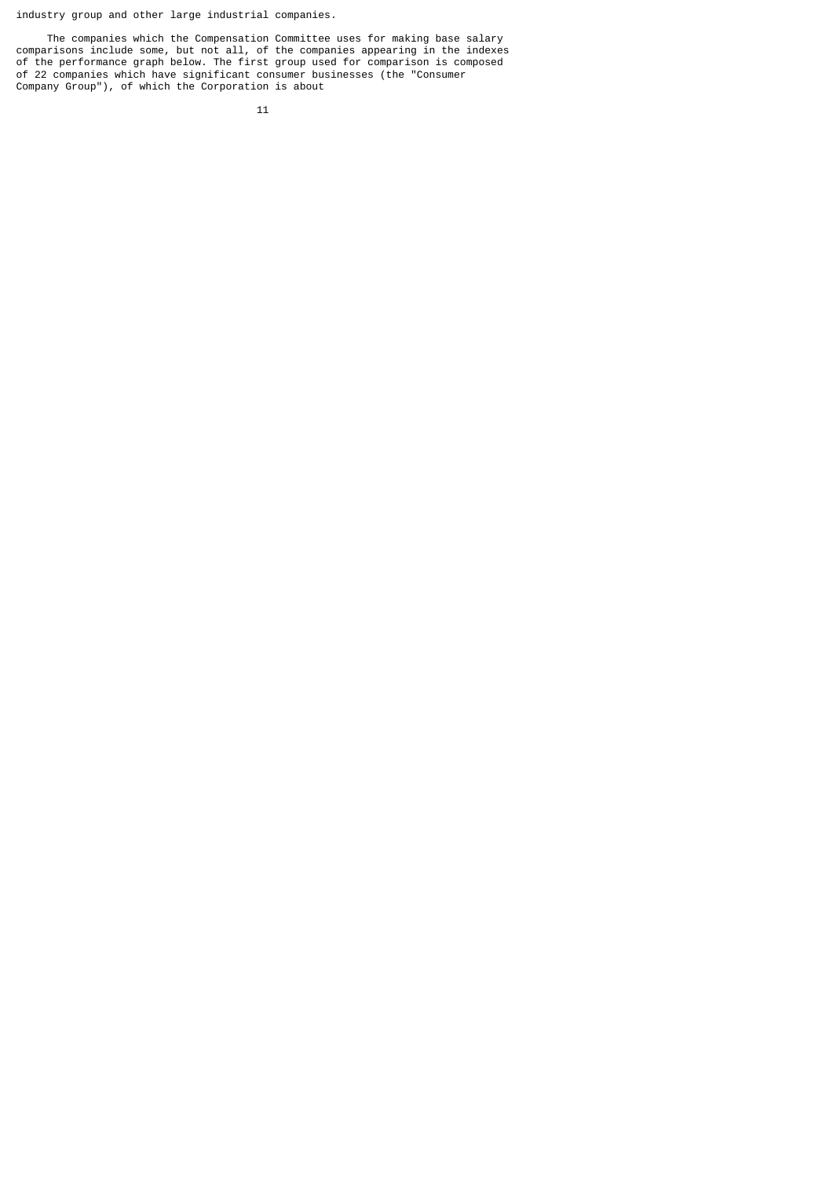industry group and other large industrial companies.

The companies which the Compensation Committee uses for making base salary comparisons include some, but not all, of the companies appearing in the indexes of the performance graph below. The first group used for comparison is composed of 22 companies which have significant consumer businesses (the "Consumer Company Group"), of which the Corporation is about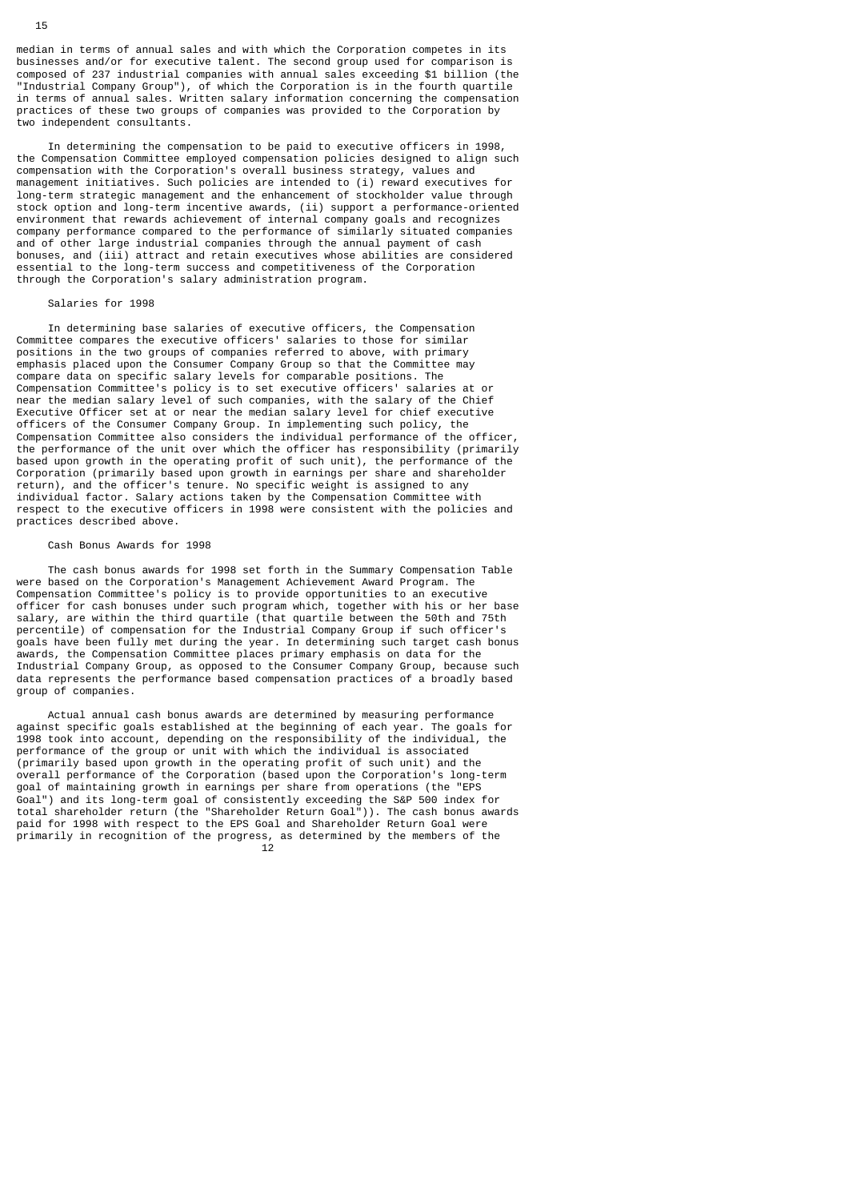median in terms of annual sales and with which the Corporation competes in its businesses and/or for executive talent. The second group used for comparison is composed of 237 industrial companies with annual sales exceeding $1 billion (the "Industrial Company Group"), of which the Corporation is in the fourth quartile in terms of annual sales. Written salary information concerning the compensation practices of these two groups of companies was provided to the Corporation by two independent consultants.

In determining the compensation to be paid to executive officers in 1998, the Compensation Committee employed compensation policies designed to align such compensation with the Corporation's overall business strategy, values and management initiatives. Such policies are intended to (i) reward executives for long-term strategic management and the enhancement of stockholder value through stock option and long-term incentive awards, (ii) support a performance-oriented environment that rewards achievement of internal company goals and recognizes company performance compared to the performance of similarly situated companies and of other large industrial companies through the annual payment of cash bonuses, and (iii) attract and retain executives whose abilities are considered essential to the long-term success and competitiveness of the Corporation through the Corporation's salary administration program.

Salaries for 1998

In determining base salaries of executive officers, the Compensation Committee compares the executive officers' salaries to those for similar positions in the two groups of companies referred to above, with primary emphasis placed upon the Consumer Company Group so that the Committee may compare data on specific salary levels for comparable positions. The Compensation Committee's policy is to set executive officers' salaries at or near the median salary level of such companies, with the salary of the Chief Executive Officer set at or near the median salary level for chief executive officers of the Consumer Company Group. In implementing such policy, the Compensation Committee also considers the individual performance of the officer, the performance of the unit over which the officer has responsibility (primarily based upon growth in the operating profit of such unit), the performance of the Corporation (primarily based upon growth in earnings per share and shareholder return), and the officer's tenure. No specific weight is assigned to any individual factor. Salary actions taken by the Compensation Committee with respect to the executive officers in 1998 were consistent with the policies and practices described above.

Cash Bonus Awards for 1998

The cash bonus awards for 1998 set forth in the Summary Compensation Table were based on the Corporation's Management Achievement Award Program. The Compensation Committee's policy is to provide opportunities to an executive officer for cash bonuses under such program which, together with his or her base salary, are within the third quartile (that quartile between the 50th and 75th percentile) of compensation for the Industrial Company Group if such officer's goals have been fully met during the year. In determining such target cash bonus awards, the Compensation Committee places primary emphasis on data for the Industrial Company Group, as opposed to the Consumer Company Group, because such data represents the performance based compensation practices of a broadly based group of companies.

Actual annual cash bonus awards are determined by measuring performance against specific goals established at the beginning of each year. The goals for 1998 took into account, depending on the responsibility of the individual, the performance of the group or unit with which the individual is associated (primarily based upon growth in the operating profit of such unit) and the overall performance of the Corporation (based upon the Corporation's long-term goal of maintaining growth in earnings per share from operations (the "EPS Goal") and its long-term goal of consistently exceeding the S&P 500 index for total shareholder return (the "Shareholder Return Goal")). The cash bonus awards paid for 1998 with respect to the EPS Goal and Shareholder Return Goal were primarily in recognition of the progress, as determined by the members of the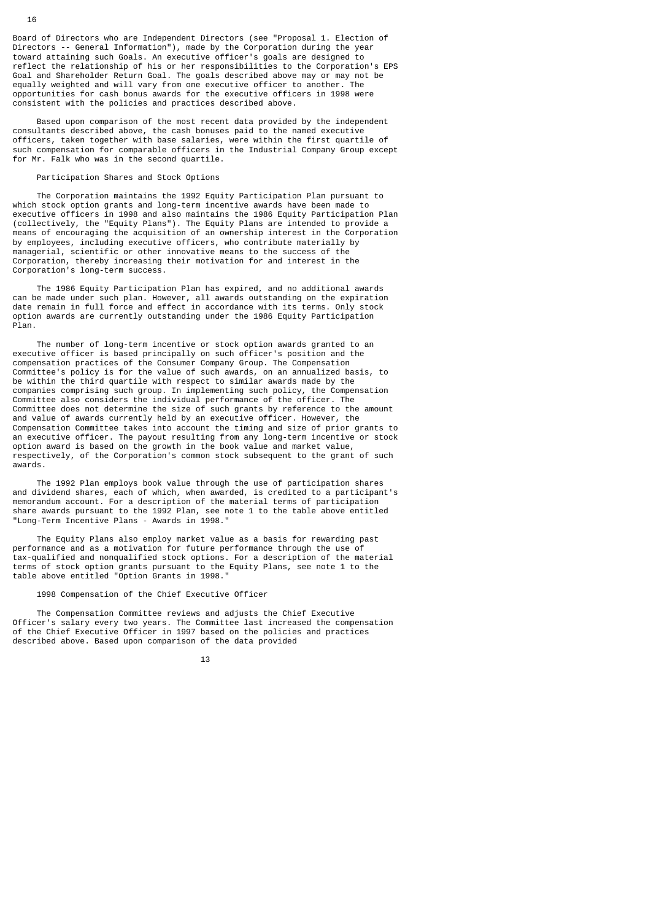Board of Directors who are Independent Directors (see "Proposal 1. Election of Directors -- General Information"), made by the Corporation during the year toward attaining such Goals. An executive officer's goals are designed to reflect the relationship of his or her responsibilities to the Corporation's EPS Goal and Shareholder Return Goal. The goals described above may or may not be equally weighted and will vary from one executive officer to another. The opportunities for cash bonus awards for the executive officers in 1998 were consistent with the policies and practices described above.

Based upon comparison of the most recent data provided by the independent consultants described above, the cash bonuses paid to the named executive officers, taken together with base salaries, were within the first quartile of such compensation for comparable officers in the Industrial Company Group except for Mr. Falk who was in the second quartile.

### Participation Shares and Stock Options

The Corporation maintains the 1992 Equity Participation Plan pursuant to which stock option grants and long-term incentive awards have been made to executive officers in 1998 and also maintains the 1986 Equity Participation Plan (collectively, the "Equity Plans"). The Equity Plans are intended to provide a means of encouraging the acquisition of an ownership interest in the Corporation by employees, including executive officers, who contribute materially by managerial, scientific or other innovative means to the success of the Corporation, thereby increasing their motivation for and interest in the Corporation's long-term success.

The 1986 Equity Participation Plan has expired, and no additional awards can be made under such plan. However, all awards outstanding on the expiration date remain in full force and effect in accordance with its terms. Only stock option awards are currently outstanding under the 1986 Equity Participation Plan.

The number of long-term incentive or stock option awards granted to an executive officer is based principally on such officer's position and the compensation practices of the Consumer Company Group. The Compensation Committee's policy is for the value of such awards, on an annualized basis, to be within the third quartile with respect to similar awards made by the companies comprising such group. In implementing such policy, the Compensation Committee also considers the individual performance of the officer. The Committee does not determine the size of such grants by reference to the amount and value of awards currently held by an executive officer. However, the Compensation Committee takes into account the timing and size of prior grants to an executive officer. The payout resulting from any long-term incentive or stock option award is based on the growth in the book value and market value, respectively, of the Corporation's common stock subsequent to the grant of such awards.

The 1992 Plan employs book value through the use of participation shares and dividend shares, each of which, when awarded, is credited to a participant's memorandum account. For a description of the material terms of participation share awards pursuant to the 1992 Plan, see note 1 to the table above entitled "Long-Term Incentive Plans - Awards in 1998."

The Equity Plans also employ market value as a basis for rewarding past performance and as a motivation for future performance through the use of tax-qualified and nonqualified stock options. For a description of the material terms of stock option grants pursuant to the Equity Plans, see note 1 to the table above entitled "Option Grants in 1998."

### 1998 Compensation of the Chief Executive Officer

The Compensation Committee reviews and adjusts the Chief Executive Officer's salary every two years. The Committee last increased the compensation of the Chief Executive Officer in 1997 based on the policies and practices described above. Based upon comparison of the data provided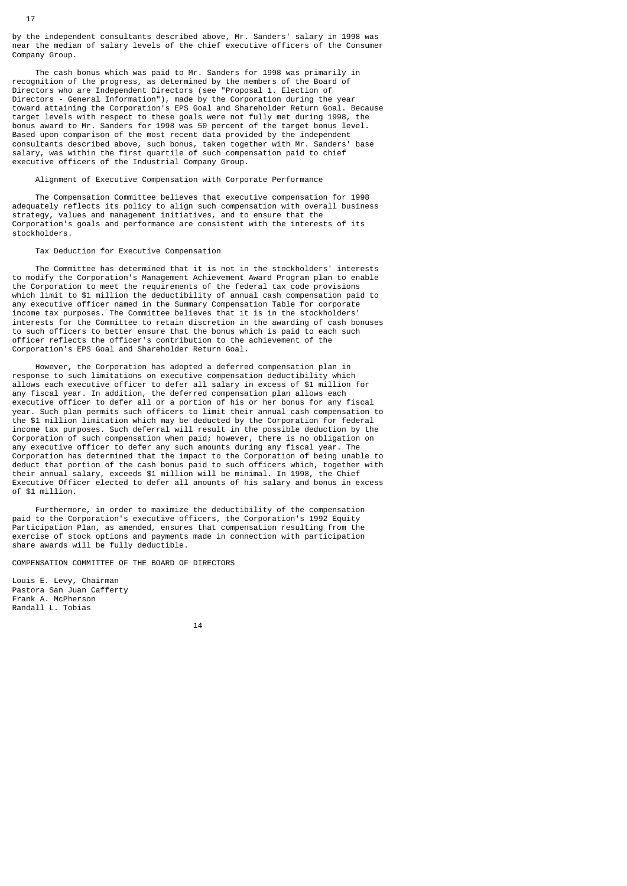by the independent consultants described above, Mr. Sanders' salary in 1998 was near the median of salary levels of the chief executive officers of the Consumer Company Group.

The cash bonus which was paid to Mr. Sanders for 1998 was primarily in recognition of the progress, as determined by the members of the Board of Directors who are Independent Directors (see "Proposal 1. Election of Directors - General Information"), made by the Corporation during the year toward attaining the Corporation's EPS Goal and Shareholder Return Goal. Because target levels with respect to these goals were not fully met during 1998, the bonus award to Mr. Sanders for 1998 was 50 percent of the target bonus level. Based upon comparison of the most recent data provided by the independent consultants described above, such bonus, taken together with Mr. Sanders' base salary, was within the first quartile of such compensation paid to chief executive officers of the Industrial Company Group.

### Alignment of Executive Compensation with Corporate Performance

The Compensation Committee believes that executive compensation for 1998 adequately reflects its policy to align such compensation with overall business strategy, values and management initiatives, and to ensure that the Corporation's goals and performance are consistent with the interests of its stockholders.

### Tax Deduction for Executive Compensation

The Committee has determined that it is not in the stockholders' interests to modify the Corporation's Management Achievement Award Program plan to enable the Corporation to meet the requirements of the federal tax code provisions which limit to $1 million the deductibility of annual cash compensation paid to any executive officer named in the Summary Compensation Table for corporate income tax purposes. The Committee believes that it is in the stockholders' interests for the Committee to retain discretion in the awarding of cash bonuses to such officers to better ensure that the bonus which is paid to each such officer reflects the officer's contribution to the achievement of the Corporation's EPS Goal and Shareholder Return Goal.

However, the Corporation has adopted a deferred compensation plan in response to such limitations on executive compensation deductibility which allows each executive officer to defer all salary in excess of $1 million for any fiscal year. In addition, the deferred compensation plan allows each executive officer to defer all or a portion of his or her bonus for any fiscal year. Such plan permits such officers to limit their annual cash compensation to the $1 million limitation which may be deducted by the Corporation for federal income tax purposes. Such deferral will result in the possible deduction by the Corporation of such compensation when paid; however, there is no obligation on any executive officer to defer any such amounts during any fiscal year. The Corporation has determined that the impact to the Corporation of being unable to deduct that portion of the cash bonus paid to such officers which, together with their annual salary, exceeds $1 million will be minimal. In 1998, the Chief Executive Officer elected to defer all amounts of his salary and bonus in excess of $1 million.

Furthermore, in order to maximize the deductibility of the compensation paid to the Corporation's executive officers, the Corporation's 1992 Equity Participation Plan, as amended, ensures that compensation resulting from the exercise of stock options and payments made in connection with participation share awards will be fully deductible.

COMPENSATION COMMITTEE OF THE BOARD OF DIRECTORS

Louis E. Levy, Chairman
Pastora San Juan Cafferty
Frank A. McPherson
Randall L. Tobias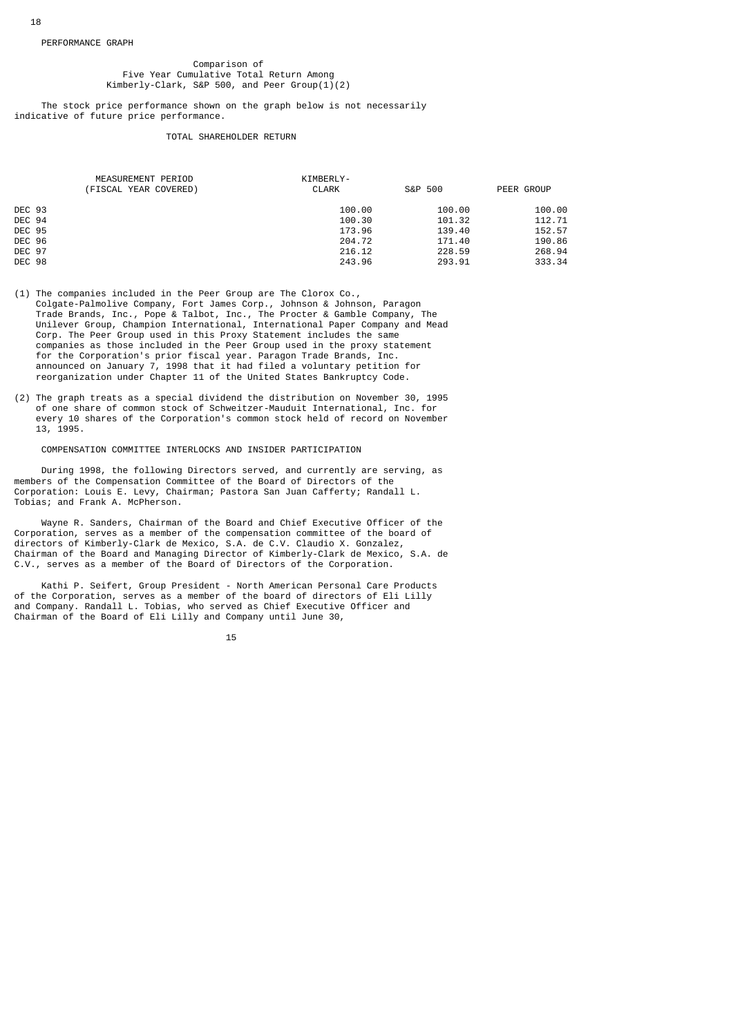PERFORMANCE GRAPH

Comparison of
Five Year Cumulative Total Return Among
Kimberly-Clark, S&P 500, and Peer Group(1)(2)

The stock price performance shown on the graph below is not necessarily indicative of future price performance.

TOTAL SHAREHOLDER RETURN

| MEASUREMENT PERIOD (FISCAL YEAR COVERED) | KIMBERLY-CLARK | S&P 500 | PEER GROUP |
|---|---|---|---|
| DEC 93 | 100.00 | 100.00 | 100.00 |
| DEC 94 | 100.30 | 101.32 | 112.71 |
| DEC 95 | 173.96 | 139.40 | 152.57 |
| DEC 96 | 204.72 | 171.40 | 190.86 |
| DEC 97 | 216.12 | 228.59 | 268.94 |
| DEC 98 | 243.96 | 293.91 | 333.34 |

(1) The companies included in the Peer Group are The Clorox Co., Colgate-Palmolive Company, Fort James Corp., Johnson & Johnson, Paragon Trade Brands, Inc., Pope & Talbot, Inc., The Procter & Gamble Company, The Unilever Group, Champion International, International Paper Company and Mead Corp. The Peer Group used in this Proxy Statement includes the same companies as those included in the Peer Group used in the proxy statement for the Corporation's prior fiscal year. Paragon Trade Brands, Inc. announced on January 7, 1998 that it had filed a voluntary petition for reorganization under Chapter 11 of the United States Bankruptcy Code.

(2) The graph treats as a special dividend the distribution on November 30, 1995 of one share of common stock of Schweitzer-Mauduit International, Inc. for every 10 shares of the Corporation's common stock held of record on November 13, 1995.

COMPENSATION COMMITTEE INTERLOCKS AND INSIDER PARTICIPATION

During 1998, the following Directors served, and currently are serving, as members of the Compensation Committee of the Board of Directors of the Corporation: Louis E. Levy, Chairman; Pastora San Juan Cafferty; Randall L. Tobias; and Frank A. McPherson.

Wayne R. Sanders, Chairman of the Board and Chief Executive Officer of the Corporation, serves as a member of the compensation committee of the board of directors of Kimberly-Clark de Mexico, S.A. de C.V. Claudio X. Gonzalez, Chairman of the Board and Managing Director of Kimberly-Clark de Mexico, S.A. de C.V., serves as a member of the Board of Directors of the Corporation.

Kathi P. Seifert, Group President - North American Personal Care Products of the Corporation, serves as a member of the board of directors of Eli Lilly and Company. Randall L. Tobias, who served as Chief Executive Officer and Chairman of the Board of Eli Lilly and Company until June 30,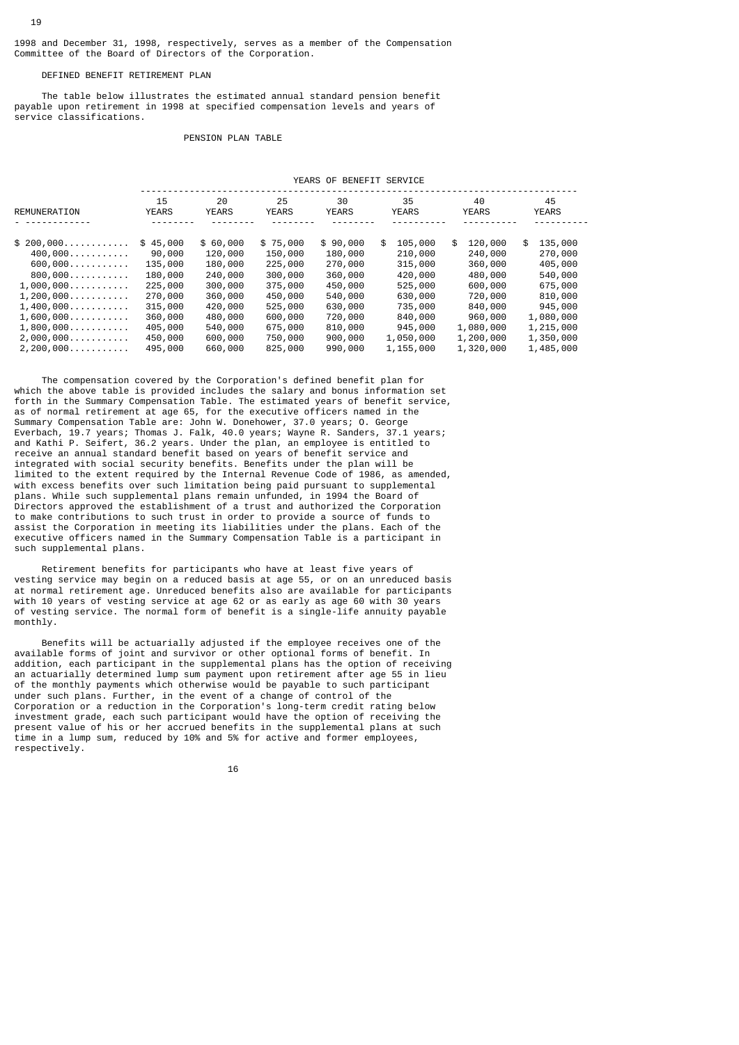1998 and December 31, 1998, respectively, serves as a member of the Compensation Committee of the Board of Directors of the Corporation.

## DEFINED BENEFIT RETIREMENT PLAN

The table below illustrates the estimated annual standard pension benefit payable upon retirement in 1998 at specified compensation levels and years of service classifications.

### PENSION PLAN TABLE

| | YEARS OF BENEFIT SERVICE | | | | | | |
|---|---|---|---|---|---|---|---|
| REMUNERATION | 15 YEARS | 20 YEARS | 25 YEARS | 30 YEARS | 35 YEARS | 40 YEARS | 45 YEARS |
| $ 200,000 | $ 45,000 | $ 60,000 | $ 75,000 | $ 90,000 | $ 105,000 | $ 120,000 | $ 135,000 |
| 400,000 | 90,000 | 120,000 | 150,000 | 180,000 | 210,000 | 240,000 | 270,000 |
| 600,000 | 135,000 | 180,000 | 225,000 | 270,000 | 315,000 | 360,000 | 405,000 |
| 800,000 | 180,000 | 240,000 | 300,000 | 360,000 | 420,000 | 480,000 | 540,000 |
| 1,000,000 | 225,000 | 300,000 | 375,000 | 450,000 | 525,000 | 600,000 | 675,000 |
| 1,200,000 | 270,000 | 360,000 | 450,000 | 540,000 | 630,000 | 720,000 | 810,000 |
| 1,400,000 | 315,000 | 420,000 | 525,000 | 630,000 | 735,000 | 840,000 | 945,000 |
| 1,600,000 | 360,000 | 480,000 | 600,000 | 720,000 | 840,000 | 960,000 | 1,080,000 |
| 1,800,000 | 405,000 | 540,000 | 675,000 | 810,000 | 945,000 | 1,080,000 | 1,215,000 |
| 2,000,000 | 450,000 | 600,000 | 750,000 | 900,000 | 1,050,000 | 1,200,000 | 1,350,000 |
| 2,200,000 | 495,000 | 660,000 | 825,000 | 990,000 | 1,155,000 | 1,320,000 | 1,485,000 |

The compensation covered by the Corporation's defined benefit plan for which the above table is provided includes the salary and bonus information set forth in the Summary Compensation Table. The estimated years of benefit service, as of normal retirement at age 65, for the executive officers named in the Summary Compensation Table are: John W. Donehower, 37.0 years; O. George Everbach, 19.7 years; Thomas J. Falk, 40.0 years; Wayne R. Sanders, 37.1 years; and Kathi P. Seifert, 36.2 years. Under the plan, an employee is entitled to receive an annual standard benefit based on years of benefit service and integrated with social security benefits. Benefits under the plan will be limited to the extent required by the Internal Revenue Code of 1986, as amended, with excess benefits over such limitation being paid pursuant to supplemental plans. While such supplemental plans remain unfunded, in 1994 the Board of Directors approved the establishment of a trust and authorized the Corporation to make contributions to such trust in order to provide a source of funds to assist the Corporation in meeting its liabilities under the plans. Each of the executive officers named in the Summary Compensation Table is a participant in such supplemental plans.

Retirement benefits for participants who have at least five years of vesting service may begin on a reduced basis at age 55, or on an unreduced basis at normal retirement age. Unreduced benefits also are available for participants with 10 years of vesting service at age 62 or as early as age 60 with 30 years of vesting service. The normal form of benefit is a single-life annuity payable monthly.

Benefits will be actuarially adjusted if the employee receives one of the available forms of joint and survivor or other optional forms of benefit. In addition, each participant in the supplemental plans has the option of receiving an actuarially determined lump sum payment upon retirement after age 55 in lieu of the monthly payments which otherwise would be payable to such participant under such plans. Further, in the event of a change of control of the Corporation or a reduction in the Corporation's long-term credit rating below investment grade, each such participant would have the option of receiving the present value of his or her accrued benefits in the supplemental plans at such time in a lump sum, reduced by 10% and 5% for active and former employees, respectively.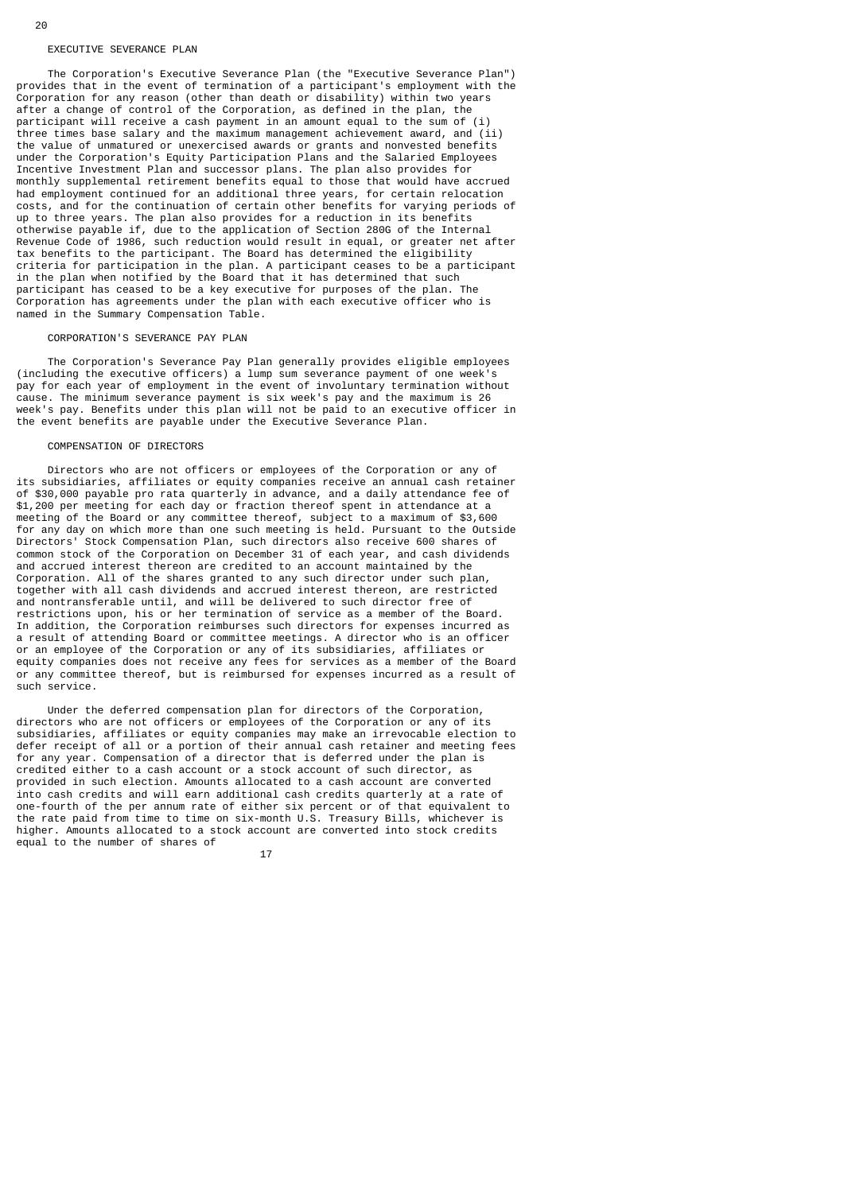## EXECUTIVE SEVERANCE PLAN

The Corporation's Executive Severance Plan (the "Executive Severance Plan") provides that in the event of termination of a participant's employment with the Corporation for any reason (other than death or disability) within two years after a change of control of the Corporation, as defined in the plan, the participant will receive a cash payment in an amount equal to the sum of (i) three times base salary and the maximum management achievement award, and (ii) the value of unmatured or unexercised awards or grants and nonvested benefits under the Corporation's Equity Participation Plans and the Salaried Employees Incentive Investment Plan and successor plans. The plan also provides for monthly supplemental retirement benefits equal to those that would have accrued had employment continued for an additional three years, for certain relocation costs, and for the continuation of certain other benefits for varying periods of up to three years. The plan also provides for a reduction in its benefits otherwise payable if, due to the application of Section 280G of the Internal Revenue Code of 1986, such reduction would result in equal, or greater net after tax benefits to the participant. The Board has determined the eligibility criteria for participation in the plan. A participant ceases to be a participant in the plan when notified by the Board that it has determined that such participant has ceased to be a key executive for purposes of the plan. The Corporation has agreements under the plan with each executive officer who is named in the Summary Compensation Table.

## CORPORATION'S SEVERANCE PAY PLAN

The Corporation's Severance Pay Plan generally provides eligible employees (including the executive officers) a lump sum severance payment of one week's pay for each year of employment in the event of involuntary termination without cause. The minimum severance payment is six week's pay and the maximum is 26 week's pay. Benefits under this plan will not be paid to an executive officer in the event benefits are payable under the Executive Severance Plan.

## COMPENSATION OF DIRECTORS

Directors who are not officers or employees of the Corporation or any of its subsidiaries, affiliates or equity companies receive an annual cash retainer of $30,000 payable pro rata quarterly in advance, and a daily attendance fee of $1,200 per meeting for each day or fraction thereof spent in attendance at a meeting of the Board or any committee thereof, subject to a maximum of $3,600 for any day on which more than one such meeting is held. Pursuant to the Outside Directors' Stock Compensation Plan, such directors also receive 600 shares of common stock of the Corporation on December 31 of each year, and cash dividends and accrued interest thereon are credited to an account maintained by the Corporation. All of the shares granted to any such director under such plan, together with all cash dividends and accrued interest thereon, are restricted and nontransferable until, and will be delivered to such director free of restrictions upon, his or her termination of service as a member of the Board. In addition, the Corporation reimburses such directors for expenses incurred as a result of attending Board or committee meetings. A director who is an officer or an employee of the Corporation or any of its subsidiaries, affiliates or equity companies does not receive any fees for services as a member of the Board or any committee thereof, but is reimbursed for expenses incurred as a result of such service.

Under the deferred compensation plan for directors of the Corporation, directors who are not officers or employees of the Corporation or any of its subsidiaries, affiliates or equity companies may make an irrevocable election to defer receipt of all or a portion of their annual cash retainer and meeting fees for any year. Compensation of a director that is deferred under the plan is credited either to a cash account or a stock account of such director, as provided in such election. Amounts allocated to a cash account are converted into cash credits and will earn additional cash credits quarterly at a rate of one-fourth of the per annum rate of either six percent or of that equivalent to the rate paid from time to time on six-month U.S. Treasury Bills, whichever is higher. Amounts allocated to a stock account are converted into stock credits equal to the number of shares of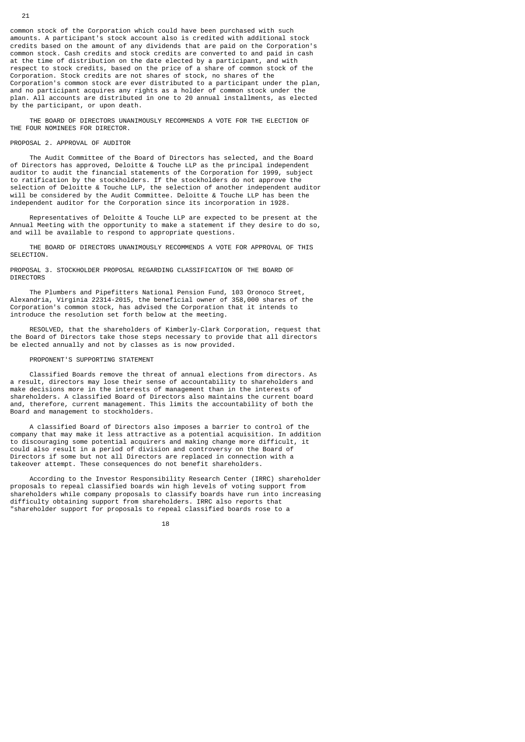common stock of the Corporation which could have been purchased with such amounts. A participant's stock account also is credited with additional stock credits based on the amount of any dividends that are paid on the Corporation's common stock. Cash credits and stock credits are converted to and paid in cash at the time of distribution on the date elected by a participant, and with respect to stock credits, based on the price of a share of common stock of the Corporation. Stock credits are not shares of stock, no shares of the Corporation's common stock are ever distributed to a participant under the plan, and no participant acquires any rights as a holder of common stock under the plan. All accounts are distributed in one to 20 annual installments, as elected by the participant, or upon death.

THE BOARD OF DIRECTORS UNANIMOUSLY RECOMMENDS A VOTE FOR THE ELECTION OF THE FOUR NOMINEES FOR DIRECTOR.

## PROPOSAL 2. APPROVAL OF AUDITOR

The Audit Committee of the Board of Directors has selected, and the Board of Directors has approved, Deloitte & Touche LLP as the principal independent auditor to audit the financial statements of the Corporation for 1999, subject to ratification by the stockholders. If the stockholders do not approve the selection of Deloitte & Touche LLP, the selection of another independent auditor will be considered by the Audit Committee. Deloitte & Touche LLP has been the independent auditor for the Corporation since its incorporation in 1928.

Representatives of Deloitte & Touche LLP are expected to be present at the Annual Meeting with the opportunity to make a statement if they desire to do so, and will be available to respond to appropriate questions.

THE BOARD OF DIRECTORS UNANIMOUSLY RECOMMENDS A VOTE FOR APPROVAL OF THIS SELECTION.

## PROPOSAL 3. STOCKHOLDER PROPOSAL REGARDING CLASSIFICATION OF THE BOARD OF DIRECTORS

The Plumbers and Pipefitters National Pension Fund, 103 Oronoco Street, Alexandria, Virginia 22314-2015, the beneficial owner of 358,000 shares of the Corporation's common stock, has advised the Corporation that it intends to introduce the resolution set forth below at the meeting.

RESOLVED, that the shareholders of Kimberly-Clark Corporation, request that the Board of Directors take those steps necessary to provide that all directors be elected annually and not by classes as is now provided.

### PROPONENT'S SUPPORTING STATEMENT

Classified Boards remove the threat of annual elections from directors. As a result, directors may lose their sense of accountability to shareholders and make decisions more in the interests of management than in the interests of shareholders. A classified Board of Directors also maintains the current board and, therefore, current management. This limits the accountability of both the Board and management to stockholders.

A classified Board of Directors also imposes a barrier to control of the company that may make it less attractive as a potential acquisition. In addition to discouraging some potential acquirers and making change more difficult, it could also result in a period of division and controversy on the Board of Directors if some but not all Directors are replaced in connection with a takeover attempt. These consequences do not benefit shareholders.

According to the Investor Responsibility Research Center (IRRC) shareholder proposals to repeal classified boards win high levels of voting support from shareholders while company proposals to classify boards have run into increasing difficulty obtaining support from shareholders. IRRC also reports that "shareholder support for proposals to repeal classified boards rose to a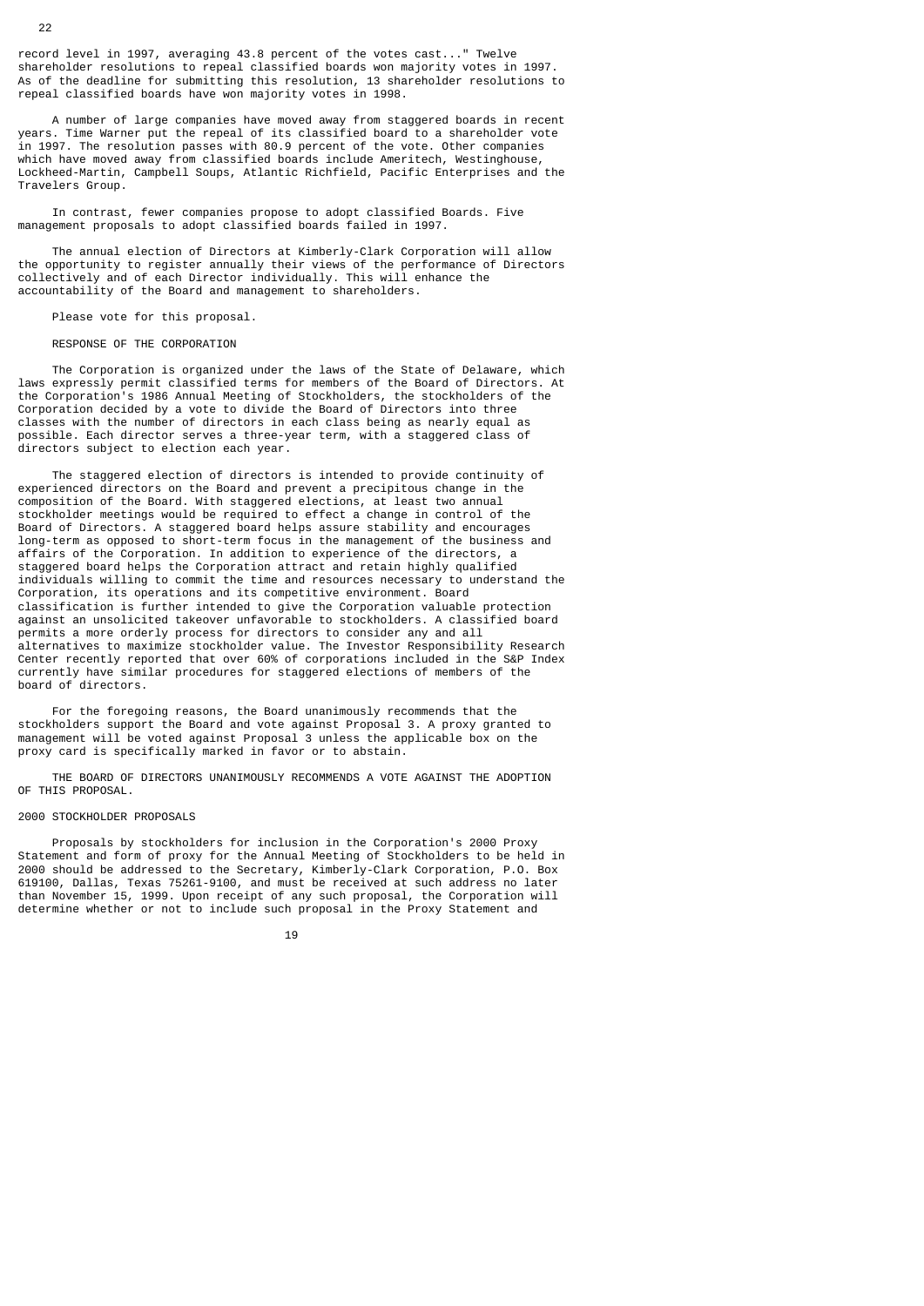record level in 1997, averaging 43.8 percent of the votes cast..." Twelve shareholder resolutions to repeal classified boards won majority votes in 1997. As of the deadline for submitting this resolution, 13 shareholder resolutions to repeal classified boards have won majority votes in 1998.

A number of large companies have moved away from staggered boards in recent years. Time Warner put the repeal of its classified board to a shareholder vote in 1997. The resolution passes with 80.9 percent of the vote. Other companies which have moved away from classified boards include Ameritech, Westinghouse, Lockheed-Martin, Campbell Soups, Atlantic Richfield, Pacific Enterprises and the Travelers Group.

In contrast, fewer companies propose to adopt classified Boards. Five management proposals to adopt classified boards failed in 1997.

The annual election of Directors at Kimberly-Clark Corporation will allow the opportunity to register annually their views of the performance of Directors collectively and of each Director individually. This will enhance the accountability of the Board and management to shareholders.

Please vote for this proposal.

RESPONSE OF THE CORPORATION

The Corporation is organized under the laws of the State of Delaware, which laws expressly permit classified terms for members of the Board of Directors. At the Corporation's 1986 Annual Meeting of Stockholders, the stockholders of the Corporation decided by a vote to divide the Board of Directors into three classes with the number of directors in each class being as nearly equal as possible. Each director serves a three-year term, with a staggered class of directors subject to election each year.

The staggered election of directors is intended to provide continuity of experienced directors on the Board and prevent a precipitous change in the composition of the Board. With staggered elections, at least two annual stockholder meetings would be required to effect a change in control of the Board of Directors. A staggered board helps assure stability and encourages long-term as opposed to short-term focus in the management of the business and affairs of the Corporation. In addition to experience of the directors, a staggered board helps the Corporation attract and retain highly qualified individuals willing to commit the time and resources necessary to understand the Corporation, its operations and its competitive environment. Board classification is further intended to give the Corporation valuable protection against an unsolicited takeover unfavorable to stockholders. A classified board permits a more orderly process for directors to consider any and all alternatives to maximize stockholder value. The Investor Responsibility Research Center recently reported that over 60% of corporations included in the S&P Index currently have similar procedures for staggered elections of members of the board of directors.

For the foregoing reasons, the Board unanimously recommends that the stockholders support the Board and vote against Proposal 3. A proxy granted to management will be voted against Proposal 3 unless the applicable box on the proxy card is specifically marked in favor or to abstain.

THE BOARD OF DIRECTORS UNANIMOUSLY RECOMMENDS A VOTE AGAINST THE ADOPTION OF THIS PROPOSAL.

## 2000 STOCKHOLDER PROPOSALS

Proposals by stockholders for inclusion in the Corporation's 2000 Proxy Statement and form of proxy for the Annual Meeting of Stockholders to be held in 2000 should be addressed to the Secretary, Kimberly-Clark Corporation, P.O. Box 619100, Dallas, Texas 75261-9100, and must be received at such address no later than November 15, 1999. Upon receipt of any such proposal, the Corporation will determine whether or not to include such proposal in the Proxy Statement and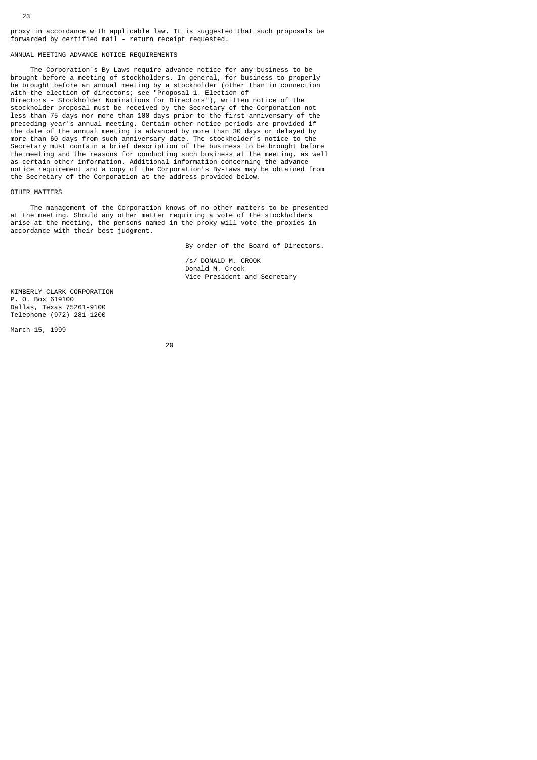proxy in accordance with applicable law. It is suggested that such proposals be forwarded by certified mail - return receipt requested.

## ANNUAL MEETING ADVANCE NOTICE REQUIREMENTS

The Corporation's By-Laws require advance notice for any business to be brought before a meeting of stockholders. In general, for business to properly be brought before an annual meeting by a stockholder (other than in connection with the election of directors; see "Proposal 1. Election of Directors - Stockholder Nominations for Directors"), written notice of the stockholder proposal must be received by the Secretary of the Corporation not less than 75 days nor more than 100 days prior to the first anniversary of the preceding year's annual meeting. Certain other notice periods are provided if the date of the annual meeting is advanced by more than 30 days or delayed by more than 60 days from such anniversary date. The stockholder's notice to the Secretary must contain a brief description of the business to be brought before the meeting and the reasons for conducting such business at the meeting, as well as certain other information. Additional information concerning the advance notice requirement and a copy of the Corporation's By-Laws may be obtained from the Secretary of the Corporation at the address provided below.

## OTHER MATTERS

The management of the Corporation knows of no other matters to be presented at the meeting. Should any other matter requiring a vote of the stockholders arise at the meeting, the persons named in the proxy will vote the proxies in accordance with their best judgment.

By order of the Board of Directors.

/s/ DONALD M. CROOK
Donald M. Crook
Vice President and Secretary

KIMBERLY-CLARK CORPORATION
P. O. Box 619100
Dallas, Texas 75261-9100
Telephone (972) 281-1200

March 15, 1999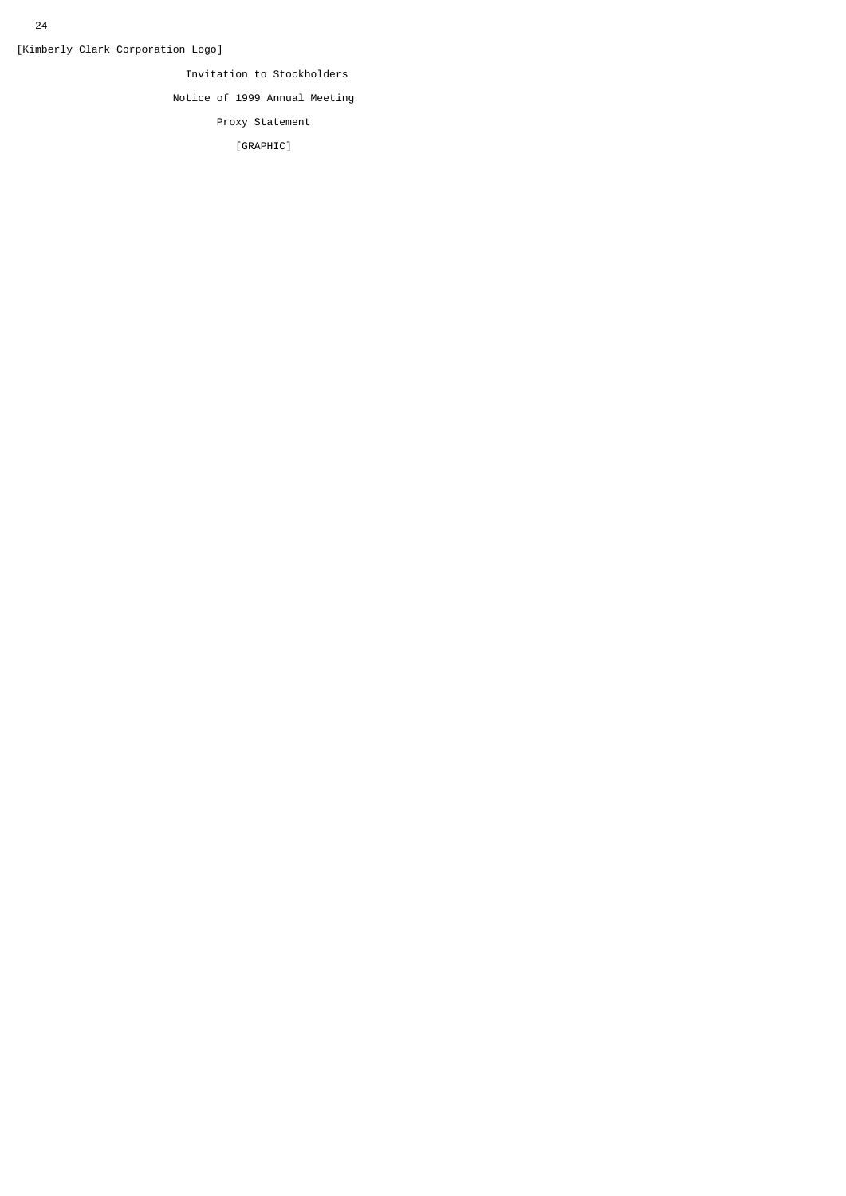[Kimberly Clark Corporation Logo]

Invitation to Stockholders

Notice of 1999 Annual Meeting

Proxy Statement

[GRAPHIC]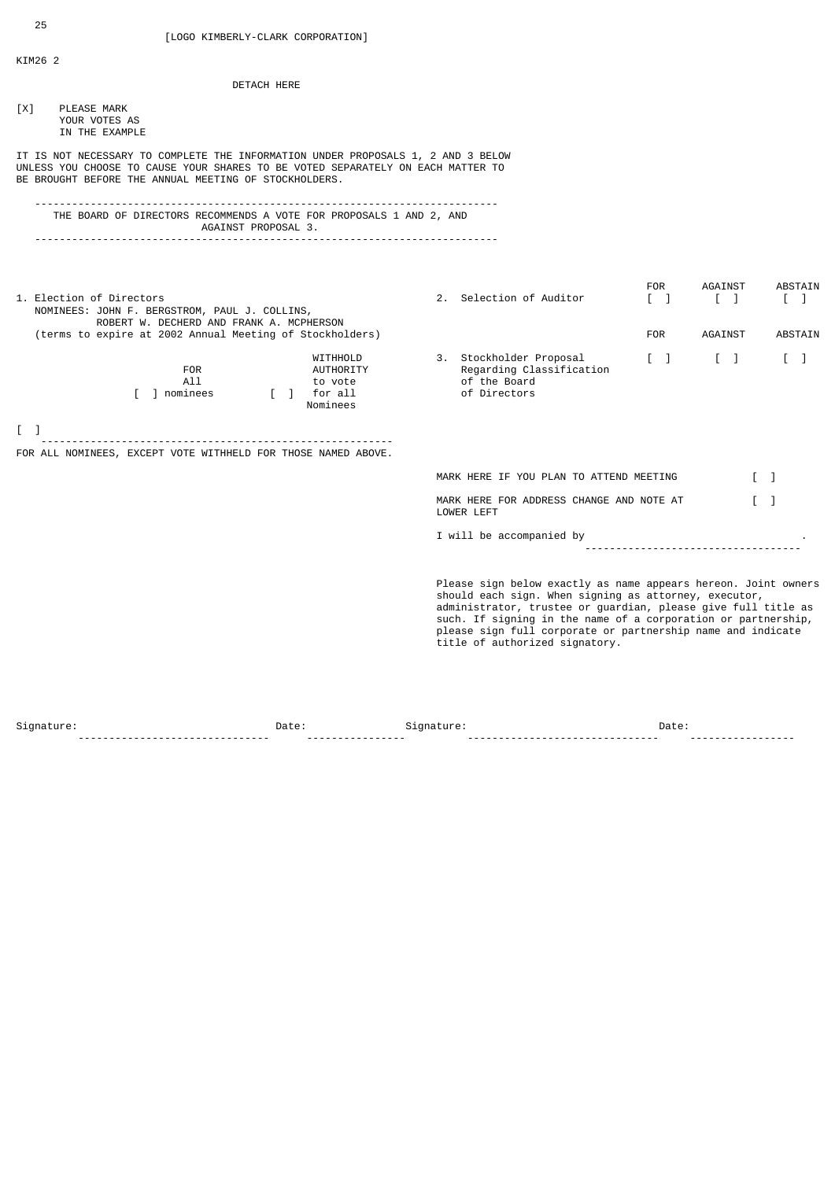[LOGO KIMBERLY-CLARK CORPORATION]

KIM26 2

DETACH HERE

[X] PLEASE MARK YOUR VOTES AS IN THE EXAMPLE

IT IS NOT NECESSARY TO COMPLETE THE INFORMATION UNDER PROPOSALS 1, 2 AND 3 BELOW UNLESS YOU CHOOSE TO CAUSE YOUR SHARES TO BE VOTED SEPARATELY ON EACH MATTER TO BE BROUGHT BEFORE THE ANNUAL MEETING OF STOCKHOLDERS.

---

THE BOARD OF DIRECTORS RECOMMENDS A VOTE FOR PROPOSALS 1 AND 2, AND AGAINST PROPOSAL 3.

---

1. Election of Directors
   NOMINEES: JOHN F. BERGSTROM, PAUL J. COLLINS, ROBERT W. DECHERD AND FRANK A. MCPHERSON
   (terms to expire at 2002 Annual Meeting of Stockholders)

   [ ] FOR All nominees      [ ] WITHHOLD AUTHORITY to vote for all Nominees

[ ] ______________________________________________________
FOR ALL NOMINEES, EXCEPT VOTE WITHHELD FOR THOSE NAMED ABOVE.

| | FOR | AGAINST | ABSTAIN |
|---|---|---|---|
| 2. Selection of Auditor | [ ] | [ ] | [ ] |
| 3. Stockholder Proposal Regarding Classification of the Board of Directors | [ ] | [ ] | [ ] |

MARK HERE IF YOU PLAN TO ATTEND MEETING [ ]

MARK HERE FOR ADDRESS CHANGE AND NOTE AT LOWER LEFT [ ]

I will be accompanied by ____________________________________.

Please sign below exactly as name appears hereon. Joint owners should each sign. When signing as attorney, executor, administrator, trustee or guardian, please give full title as such. If signing in the name of a corporation or partnership, please sign full corporate or partnership name and indicate title of authorized signatory.

Signature: ______________________________ Date: ________________ Signature: ______________________________ Date: ________________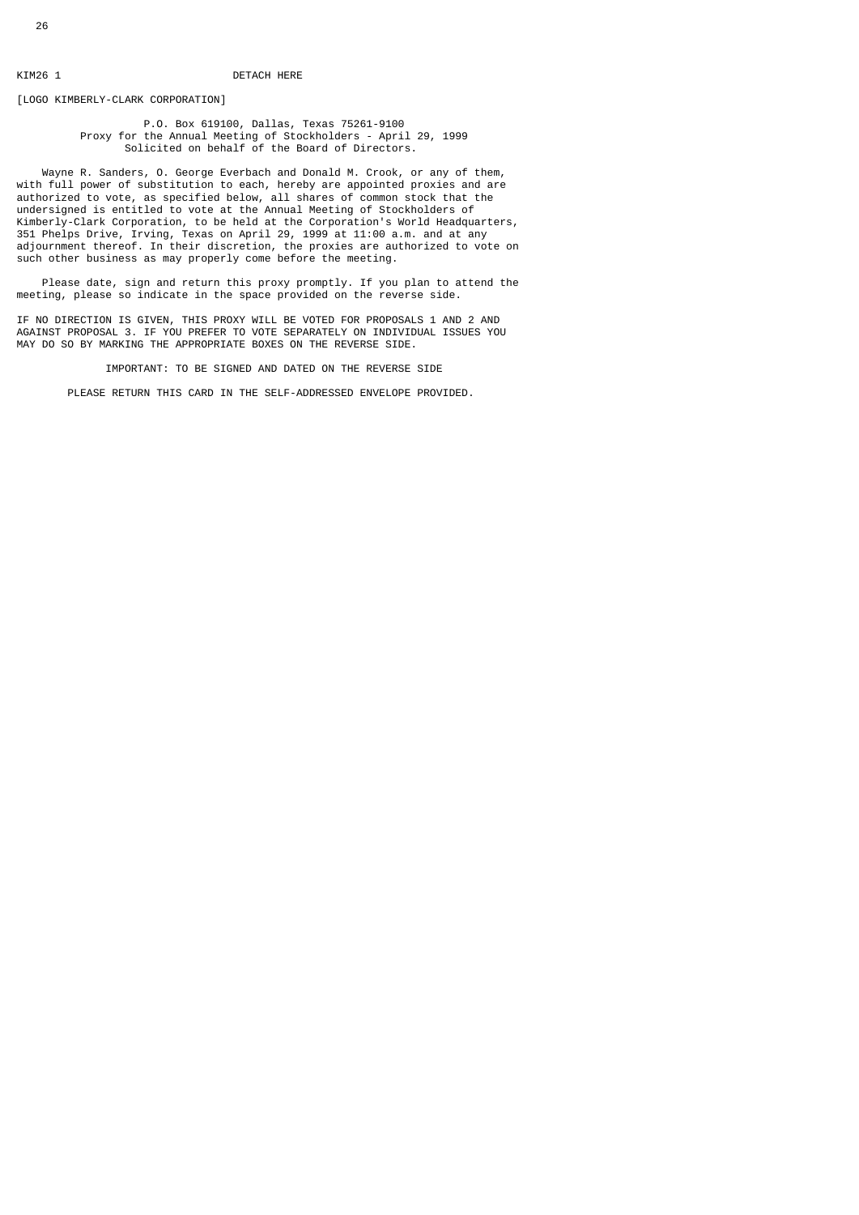KIM26 1 DETACH HERE

[LOGO KIMBERLY-CLARK CORPORATION]

P.O. Box 619100, Dallas, Texas 75261-9100
Proxy for the Annual Meeting of Stockholders - April 29, 1999
Solicited on behalf of the Board of Directors.

Wayne R. Sanders, O. George Everbach and Donald M. Crook, or any of them, with full power of substitution to each, hereby are appointed proxies and are authorized to vote, as specified below, all shares of common stock that the undersigned is entitled to vote at the Annual Meeting of Stockholders of Kimberly-Clark Corporation, to be held at the Corporation's World Headquarters, 351 Phelps Drive, Irving, Texas on April 29, 1999 at 11:00 a.m. and at any adjournment thereof. In their discretion, the proxies are authorized to vote on such other business as may properly come before the meeting.

Please date, sign and return this proxy promptly. If you plan to attend the meeting, please so indicate in the space provided on the reverse side.

IF NO DIRECTION IS GIVEN, THIS PROXY WILL BE VOTED FOR PROPOSALS 1 AND 2 AND AGAINST PROPOSAL 3. IF YOU PREFER TO VOTE SEPARATELY ON INDIVIDUAL ISSUES YOU MAY DO SO BY MARKING THE APPROPRIATE BOXES ON THE REVERSE SIDE.

IMPORTANT: TO BE SIGNED AND DATED ON THE REVERSE SIDE

PLEASE RETURN THIS CARD IN THE SELF-ADDRESSED ENVELOPE PROVIDED.